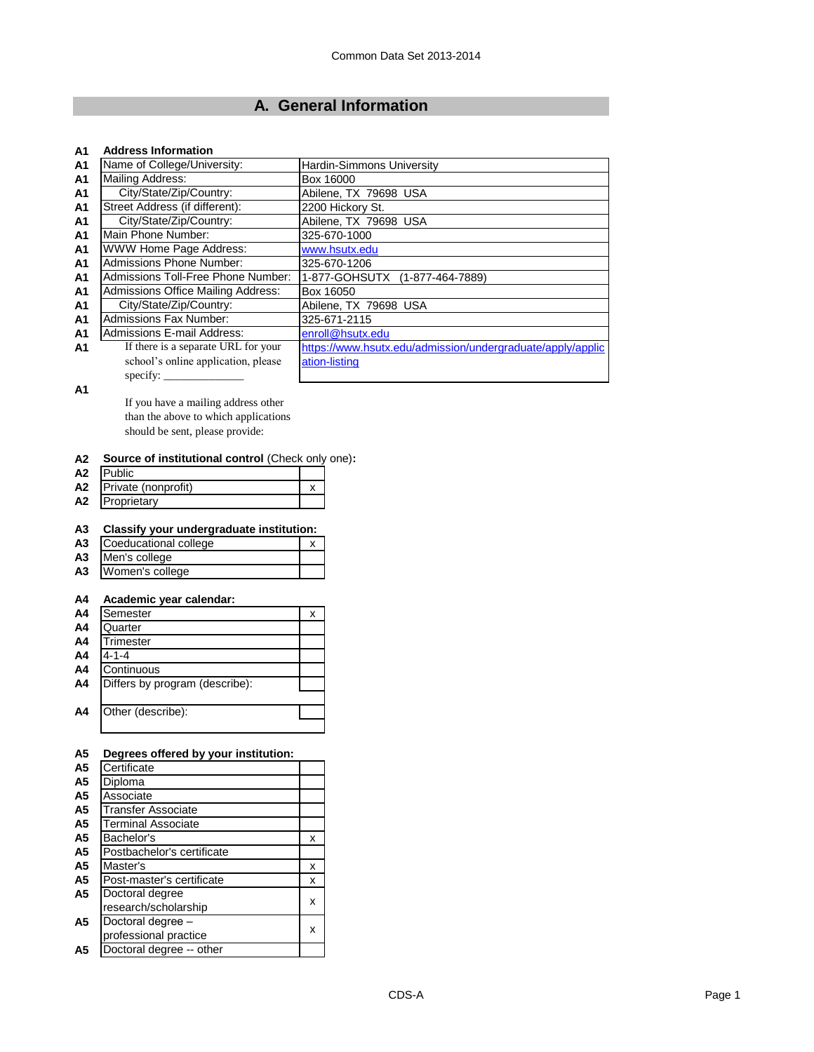Common Data Set 2013-2014

## A. General Information

**A1 Address Information**

| | | |
|---|---|---|
| A1 | Name of College/University: | Hardin-Simmons University |
| A1 | Mailing Address: | Box 16000 |
| A1 | City/State/Zip/Country: | Abilene, TX 79698 USA |
| A1 | Street Address (if different): | 2200 Hickory St. |
| A1 | City/State/Zip/Country: | Abilene, TX 79698 USA |
| A1 | Main Phone Number: | 325-670-1000 |
| A1 | WWW Home Page Address: | www.hsutx.edu |
| A1 | Admissions Phone Number: | 325-670-1206 |
| A1 | Admissions Toll-Free Phone Number: | 1-877-GOHSUTX (1-877-464-7889) |
| A1 | Admissions Office Mailing Address: | Box 16050 |
| A1 | City/State/Zip/Country: | Abilene, TX 79698 USA |
| A1 | Admissions Fax Number: | 325-671-2115 |
| A1 | Admissions E-mail Address: | enroll@hsutx.edu |
| A1 | If there is a separate URL for your school's online application, please specify: _____________ | https://www.hsutx.edu/admission/undergraduate/apply/application-listing |

A1 If you have a mailing address other than the above to which applications should be sent, please provide:

**A2 Source of institutional control** (Check only one)**:**

| | | |
|---|---|---|
| A2 | Public | |
| A2 | Private (nonprofit) | x |
| A2 | Proprietary | |

**A3 Classify your undergraduate institution:**

| | | |
|---|---|---|
| A3 | Coeducational college | x |
| A3 | Men's college | |
| A3 | Women's college | |

**A4 Academic year calendar:**

| | | |
|---|---|---|
| A4 | Semester | x |
| A4 | Quarter | |
| A4 | Trimester | |
| A4 | 4-1-4 | |
| A4 | Continuous | |
| A4 | Differs by program (describe): | |
| A4 | Other (describe): | |

**A5 Degrees offered by your institution:**

| | | |
|---|---|---|
| A5 | Certificate | |
| A5 | Diploma | |
| A5 | Associate | |
| A5 | Transfer Associate | |
| A5 | Terminal Associate | |
| A5 | Bachelor's | x |
| A5 | Postbachelor's certificate | |
| A5 | Master's | x |
| A5 | Post-master's certificate | x |
| A5 | Doctoral degree research/scholarship | x |
| A5 | Doctoral degree – professional practice | x |
| A5 | Doctoral degree -- other | |

CDS-A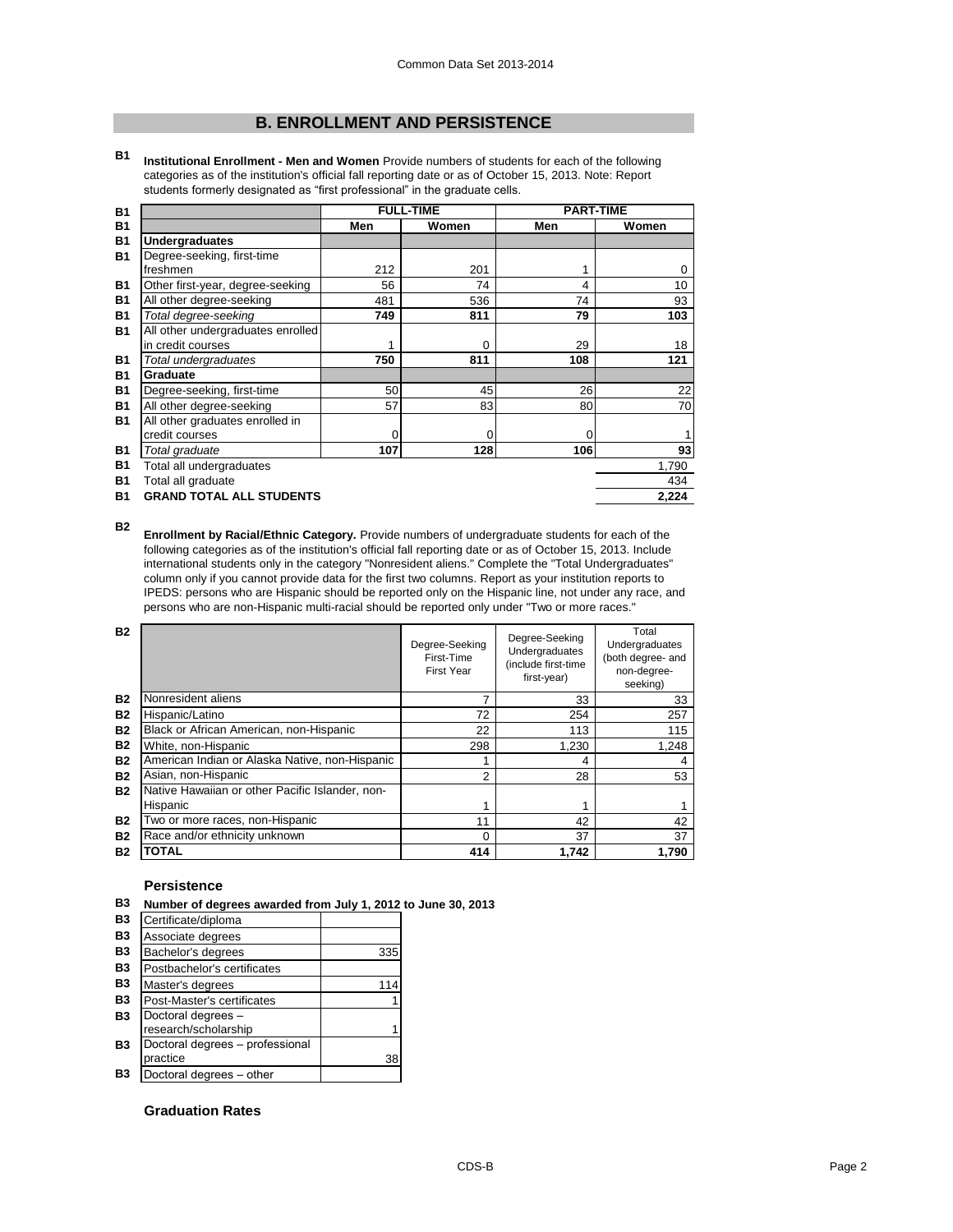## B. ENROLLMENT AND PERSISTENCE

**B1** **Institutional Enrollment - Men and Women** Provide numbers of students for each of the following categories as of the institution's official fall reporting date or as of October 15, 2013. Note: Report students formerly designated as "first professional" in the graduate cells.

| | FULL-TIME | | PART-TIME | |
|---|---|---|---|---|
| | **Men** | **Women** | **Men** | **Women** |
| **Undergraduates** | | | | |
| Degree-seeking, first-time freshmen | 212 | 201 | 1 | 0 |
| Other first-year, degree-seeking | 56 | 74 | 4 | 10 |
| All other degree-seeking | 481 | 536 | 74 | 93 |
| *Total degree-seeking* | **749** | **811** | **79** | **103** |
| All other undergraduates enrolled in credit courses | 1 | 0 | 29 | 18 |
| *Total undergraduates* | **750** | **811** | **108** | **121** |
| **Graduate** | | | | |
| Degree-seeking, first-time | 50 | 45 | 26 | 22 |
| All other degree-seeking | 57 | 83 | 80 | 70 |
| All other graduates enrolled in credit courses | 0 | 0 | 0 | 1 |
| *Total graduate* | **107** | **128** | **106** | **93** |
| Total all undergraduates | | | | 1,790 |
| Total all graduate | | | | 434 |
| **GRAND TOTAL ALL STUDENTS** | | | | **2,224** |

**B2** **Enrollment by Racial/Ethnic Category.** Provide numbers of undergraduate students for each of the following categories as of the institution's official fall reporting date or as of October 15, 2013. Include international students only in the category "Nonresident aliens." Complete the "Total Undergraduates" column only if you cannot provide data for the first two columns. Report as your institution reports to IPEDS: persons who are Hispanic should be reported only on the Hispanic line, not under any race, and persons who are non-Hispanic multi-racial should be reported only under "Two or more races."

| | Degree-Seeking First-Time First Year | Degree-Seeking Undergraduates (include first-time first-year) | Total Undergraduates (both degree- and non-degree-seeking) |
|---|---|---|---|
| Nonresident aliens | 7 | 33 | 33 |
| Hispanic/Latino | 72 | 254 | 257 |
| Black or African American, non-Hispanic | 22 | 113 | 115 |
| White, non-Hispanic | 298 | 1,230 | 1,248 |
| American Indian or Alaska Native, non-Hispanic | 1 | 4 | 4 |
| Asian, non-Hispanic | 2 | 28 | 53 |
| Native Hawaiian or other Pacific Islander, non-Hispanic | 1 | 1 | 1 |
| Two or more races, non-Hispanic | 11 | 42 | 42 |
| Race and/or ethnicity unknown | 0 | 37 | 37 |
| **TOTAL** | **414** | **1,742** | **1,790** |

### Persistence

**B3** **Number of degrees awarded from July 1, 2012 to June 30, 2013**

| | |
|---|---|
| Certificate/diploma | |
| Associate degrees | |
| Bachelor's degrees | 335 |
| Postbachelor's certificates | |
| Master's degrees | 114 |
| Post-Master's certificates | 1 |
| Doctoral degrees – research/scholarship | 1 |
| Doctoral degrees – professional practice | 38 |
| Doctoral degrees – other | |

### Graduation Rates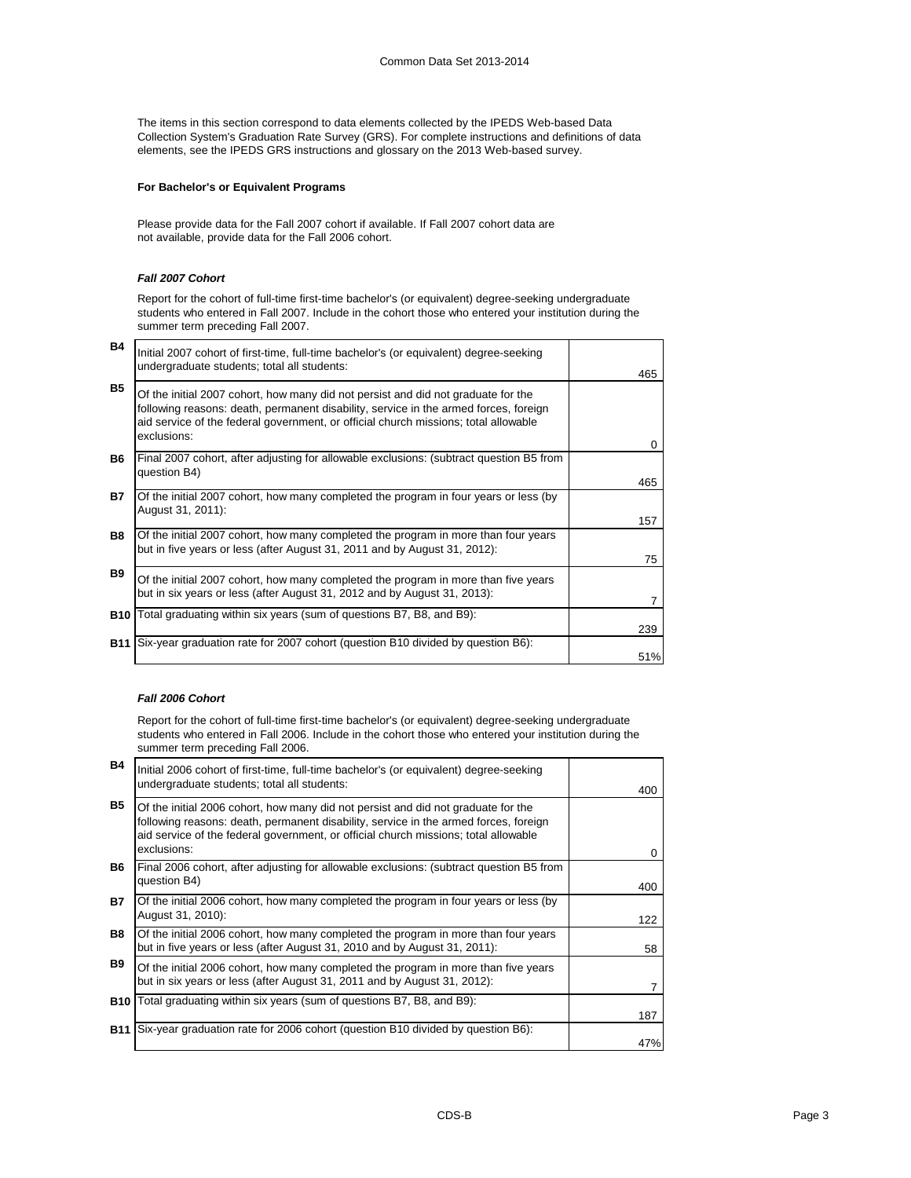The items in this section correspond to data elements collected by the IPEDS Web-based Data Collection System's Graduation Rate Survey (GRS). For complete instructions and definitions of data elements, see the IPEDS GRS instructions and glossary on the 2013 Web-based survey.

**For Bachelor's or Equivalent Programs**

Please provide data for the Fall 2007 cohort if available. If Fall 2007 cohort data are not available, provide data for the Fall 2006 cohort.

***Fall 2007 Cohort***

Report for the cohort of full-time first-time bachelor's (or equivalent) degree-seeking undergraduate students who entered in Fall 2007. Include in the cohort those who entered your institution during the summer term preceding Fall 2007.

| | | |
|---|---|---|
| B4 | Initial 2007 cohort of first-time, full-time bachelor's (or equivalent) degree-seeking undergraduate students; total all students: | 465 |
| B5 | Of the initial 2007 cohort, how many did not persist and did not graduate for the following reasons: death, permanent disability, service in the armed forces, foreign aid service of the federal government, or official church missions; total allowable exclusions: | 0 |
| B6 | Final 2007 cohort, after adjusting for allowable exclusions: (subtract question B5 from question B4) | 465 |
| B7 | Of the initial 2007 cohort, how many completed the program in four years or less (by August 31, 2011): | 157 |
| B8 | Of the initial 2007 cohort, how many completed the program in more than four years but in five years or less (after August 31, 2011 and by August 31, 2012): | 75 |
| B9 | Of the initial 2007 cohort, how many completed the program in more than five years but in six years or less (after August 31, 2012 and by August 31, 2013): | 7 |
| B10 | Total graduating within six years (sum of questions B7, B8, and B9): | 239 |
| B11 | Six-year graduation rate for 2007 cohort (question B10 divided by question B6): | 51% |

***Fall 2006 Cohort***

Report for the cohort of full-time first-time bachelor's (or equivalent) degree-seeking undergraduate students who entered in Fall 2006. Include in the cohort those who entered your institution during the summer term preceding Fall 2006.

| | | |
|---|---|---|
| B4 | Initial 2006 cohort of first-time, full-time bachelor's (or equivalent) degree-seeking undergraduate students; total all students: | 400 |
| B5 | Of the initial 2006 cohort, how many did not persist and did not graduate for the following reasons: death, permanent disability, service in the armed forces, foreign aid service of the federal government, or official church missions; total allowable exclusions: | 0 |
| B6 | Final 2006 cohort, after adjusting for allowable exclusions: (subtract question B5 from question B4) | 400 |
| B7 | Of the initial 2006 cohort, how many completed the program in four years or less (by August 31, 2010): | 122 |
| B8 | Of the initial 2006 cohort, how many completed the program in more than four years but in five years or less (after August 31, 2010 and by August 31, 2011): | 58 |
| B9 | Of the initial 2006 cohort, how many completed the program in more than five years but in six years or less (after August 31, 2011 and by August 31, 2012): | 7 |
| B10 | Total graduating within six years (sum of questions B7, B8, and B9): | 187 |
| B11 | Six-year graduation rate for 2006 cohort (question B10 divided by question B6): | 47% |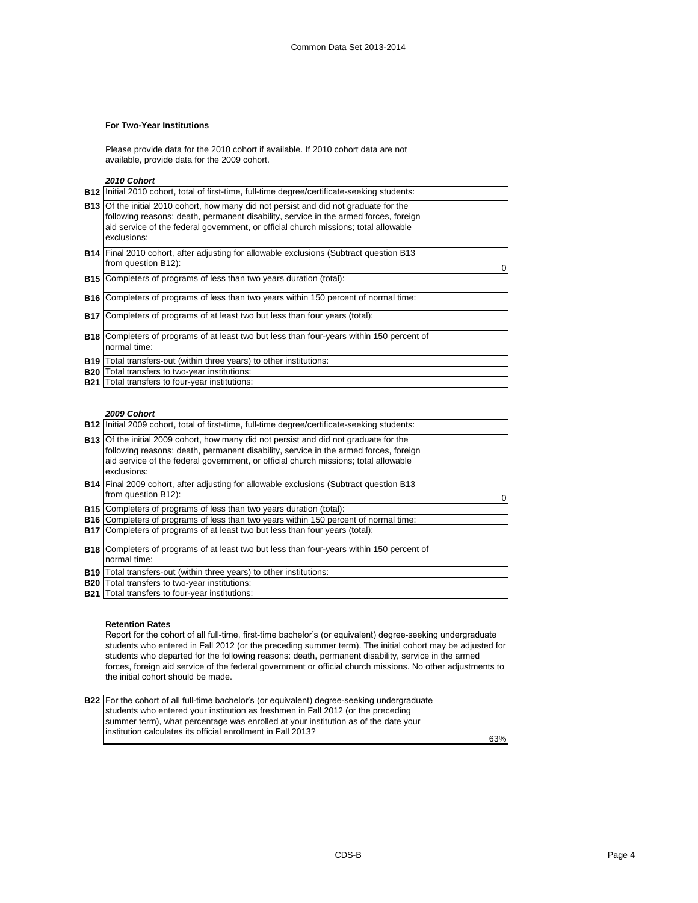### For Two-Year Institutions

Please provide data for the 2010 cohort if available. If 2010 cohort data are not available, provide data for the 2009 cohort.

*2010 Cohort*

| | | |
|---|---|---|
| **B12** | Initial 2010 cohort, total of first-time, full-time degree/certificate-seeking students: | |
| **B13** | Of the initial 2010 cohort, how many did not persist and did not graduate for the following reasons: death, permanent disability, service in the armed forces, foreign aid service of the federal government, or official church missions; total allowable exclusions: | |
| **B14** | Final 2010 cohort, after adjusting for allowable exclusions (Subtract question B13 from question B12): | 0 |
| **B15** | Completers of programs of less than two years duration (total): | |
| **B16** | Completers of programs of less than two years within 150 percent of normal time: | |
| **B17** | Completers of programs of at least two but less than four years (total): | |
| **B18** | Completers of programs of at least two but less than four-years within 150 percent of normal time: | |
| **B19** | Total transfers-out (within three years) to other institutions: | |
| **B20** | Total transfers to two-year institutions: | |
| **B21** | Total transfers to four-year institutions: | |

*2009 Cohort*

| | | |
|---|---|---|
| **B12** | Initial 2009 cohort, total of first-time, full-time degree/certificate-seeking students: | |
| **B13** | Of the initial 2009 cohort, how many did not persist and did not graduate for the following reasons: death, permanent disability, service in the armed forces, foreign aid service of the federal government, or official church missions; total allowable exclusions: | |
| **B14** | Final 2009 cohort, after adjusting for allowable exclusions (Subtract question B13 from question B12): | 0 |
| **B15** | Completers of programs of less than two years duration (total): | |
| **B16** | Completers of programs of less than two years within 150 percent of normal time: | |
| **B17** | Completers of programs of at least two but less than four years (total): | |
| **B18** | Completers of programs of at least two but less than four-years within 150 percent of normal time: | |
| **B19** | Total transfers-out (within three years) to other institutions: | |
| **B20** | Total transfers to two-year institutions: | |
| **B21** | Total transfers to four-year institutions: | |

### Retention Rates

Report for the cohort of all full-time, first-time bachelor's (or equivalent) degree-seeking undergraduate students who entered in Fall 2012 (or the preceding summer term). The initial cohort may be adjusted for students who departed for the following reasons: death, permanent disability, service in the armed forces, foreign aid service of the federal government or official church missions. No other adjustments to the initial cohort should be made.

| | | |
|---|---|---|
| **B22** | For the cohort of all full-time bachelor's (or equivalent) degree-seeking undergraduate students who entered your institution as freshmen in Fall 2012 (or the preceding summer term), what percentage was enrolled at your institution as of the date your institution calculates its official enrollment in Fall 2013? | 63% |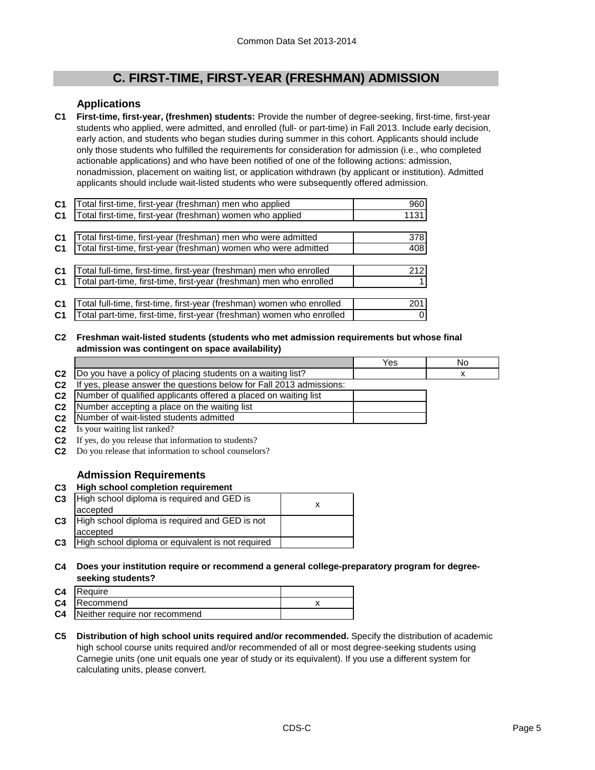## C. FIRST-TIME, FIRST-YEAR (FRESHMAN) ADMISSION

### Applications

**C1 First-time, first-year, (freshmen) students:** Provide the number of degree-seeking, first-time, first-year students who applied, were admitted, and enrolled (full- or part-time) in Fall 2013. Include early decision, early action, and students who began studies during summer in this cohort. Applicants should include only those students who fulfilled the requirements for consideration for admission (i.e., who completed actionable applications) and who have been notified of one of the following actions: admission, nonadmission, placement on waiting list, or application withdrawn (by applicant or institution). Admitted applicants should include wait-listed students who were subsequently offered admission.

| | | |
|---|---|---|
| C1 | Total first-time, first-year (freshman) men who applied | 960 |
| C1 | Total first-time, first-year (freshman) women who applied | 1131 |
| C1 | Total first-time, first-year (freshman) men who were admitted | 378 |
| C1 | Total first-time, first-year (freshman) women who were admitted | 408 |
| C1 | Total full-time, first-time, first-year (freshman) men who enrolled | 212 |
| C1 | Total part-time, first-time, first-year (freshman) men who enrolled | 1 |
| C1 | Total full-time, first-time, first-year (freshman) women who enrolled | 201 |
| C1 | Total part-time, first-time, first-year (freshman) women who enrolled | 0 |

**C2 Freshman wait-listed students (students who met admission requirements but whose final admission was contingent on space availability)**

| | | Yes | No |
|---|---|---|---|
| C2 | Do you have a policy of placing students on a waiting list? | | x |
| C2 | If yes, please answer the questions below for Fall 2013 admissions: | | |
| C2 | Number of qualified applicants offered a placed on waiting list | | |
| C2 | Number accepting a place on the waiting list | | |
| C2 | Number of wait-listed students admitted | | |
| C2 | Is your waiting list ranked? | | |
| C2 | If yes, do you release that information to students? | | |
| C2 | Do you release that information to school counselors? | | |

### Admission Requirements

**C3 High school completion requirement**

| | | |
|---|---|---|
| C3 | High school diploma is required and GED is accepted | x |
| C3 | High school diploma is required and GED is not accepted | |
| C3 | High school diploma or equivalent is not required | |

**C4 Does your institution require or recommend a general college-preparatory program for degree-seeking students?**

| | | |
|---|---|---|
| C4 | Require | |
| C4 | Recommend | x |
| C4 | Neither require nor recommend | |

**C5 Distribution of high school units required and/or recommended.** Specify the distribution of academic high school course units required and/or recommended of all or most degree-seeking students using Carnegie units (one unit equals one year of study or its equivalent). If you use a different system for calculating units, please convert.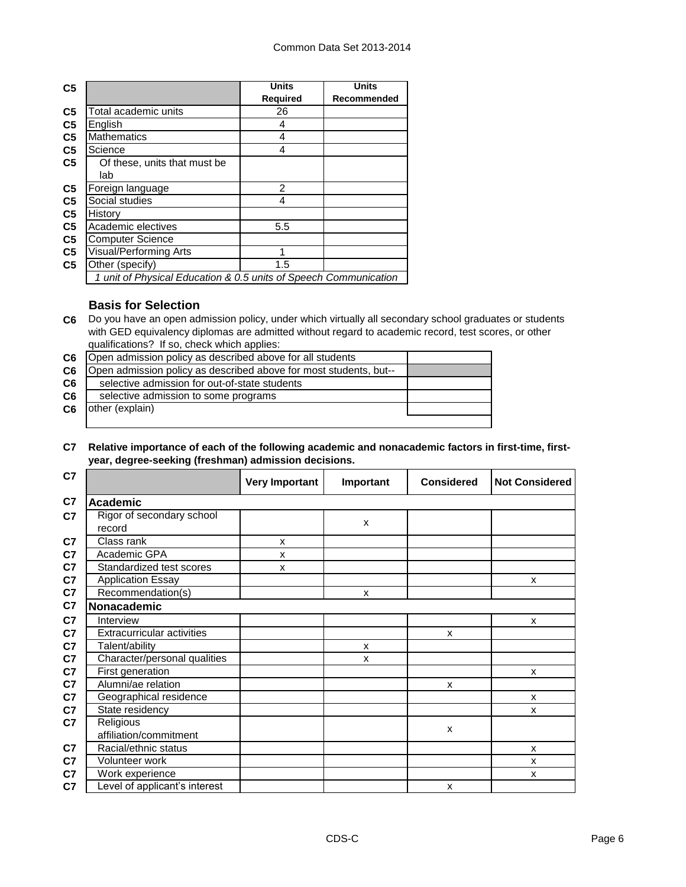| C5 | | Units Required | Units Recommended |
|---|---|---|---|
| C5 | Total academic units | 26 | |
| C5 | English | 4 | |
| C5 | Mathematics | 4 | |
| C5 | Science | 4 | |
| C5 | Of these, units that must be lab | | |
| C5 | Foreign language | 2 | |
| C5 | Social studies | 4 | |
| C5 | History | | |
| C5 | Academic electives | 5.5 | |
| C5 | Computer Science | | |
| C5 | Visual/Performing Arts | 1 | |
| C5 | Other (specify) | 1.5 | |
| | *1 unit of Physical Education & 0.5 units of Speech Communication* | | |

### Basis for Selection

**C6** Do you have an open admission policy, under which virtually all secondary school graduates or students with GED equivalency diplomas are admitted without regard to academic record, test scores, or other qualifications? If so, check which applies:

| | | |
|---|---|---|
| C6 | Open admission policy as described above for all students | |
| C6 | Open admission policy as described above for most students, but-- | |
| C6 | selective admission for out-of-state students | |
| C6 | selective admission to some programs | |
| C6 | other (explain) | |

**C7 Relative importance of each of the following academic and nonacademic factors in first-time, first-year, degree-seeking (freshman) admission decisions.**

| C7 | | Very Important | Important | Considered | Not Considered |
|---|---|---|---|---|---|
| C7 | **Academic** | | | | |
| C7 | Rigor of secondary school record | | x | | |
| C7 | Class rank | x | | | |
| C7 | Academic GPA | x | | | |
| C7 | Standardized test scores | x | | | |
| C7 | Application Essay | | | | x |
| C7 | Recommendation(s) | | x | | |
| C7 | **Nonacademic** | | | | |
| C7 | Interview | | | | x |
| C7 | Extracurricular activities | | | x | |
| C7 | Talent/ability | | x | | |
| C7 | Character/personal qualities | | x | | |
| C7 | First generation | | | | x |
| C7 | Alumni/ae relation | | | x | |
| C7 | Geographical residence | | | | x |
| C7 | State residency | | | | x |
| C7 | Religious affiliation/commitment | | | x | |
| C7 | Racial/ethnic status | | | | x |
| C7 | Volunteer work | | | | x |
| C7 | Work experience | | | | x |
| C7 | Level of applicant's interest | | | x | |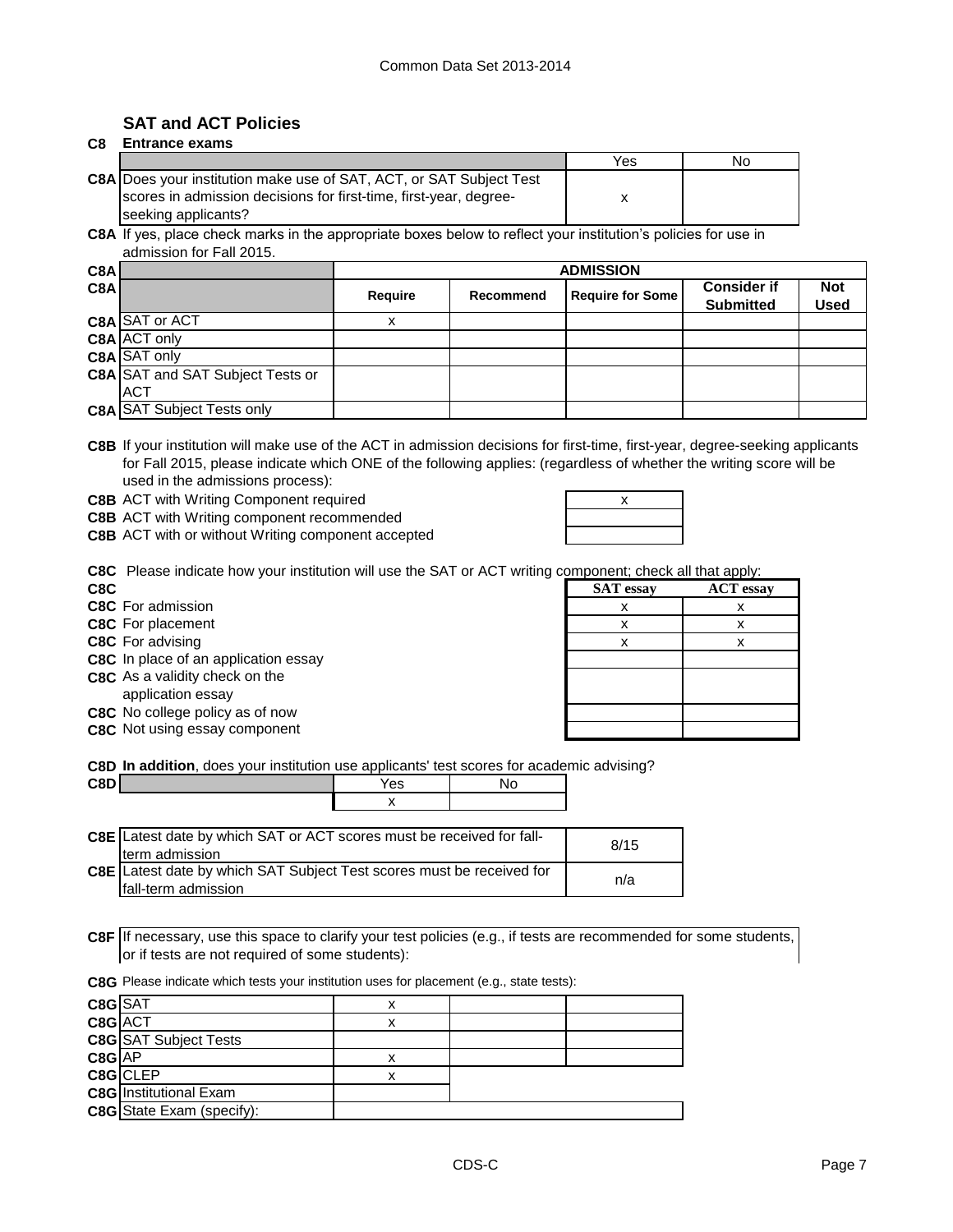## SAT and ACT Policies

### C8 Entrance exams

| | | Yes | No |
|---|---|---|---|
| C8A | Does your institution make use of SAT, ACT, or SAT Subject Test scores in admission decisions for first-time, first-year, degree-seeking applicants? | x | |

**C8A** If yes, place check marks in the appropriate boxes below to reflect your institution's policies for use in admission for Fall 2015.

| C8A | | ADMISSION | | | | |
|---|---|---|---|---|---|---|
| C8A | | **Require** | **Recommend** | **Require for Some** | **Consider if Submitted** | **Not Used** |
| C8A | SAT or ACT | x | | | | |
| C8A | ACT only | | | | | |
| C8A | SAT only | | | | | |
| C8A | SAT and SAT Subject Tests or ACT | | | | | |
| C8A | SAT Subject Tests only | | | | | |

**C8B** If your institution will make use of the ACT in admission decisions for first-time, first-year, degree-seeking applicants for Fall 2015, please indicate which ONE of the following applies: (regardless of whether the writing score will be used in the admissions process):

| | | |
|---|---|---|
| C8B | ACT with Writing Component required | x |
| C8B | ACT with Writing component recommended | |
| C8B | ACT with or without Writing component accepted | |

**C8C** Please indicate how your institution will use the SAT or ACT writing component; check all that apply:

| C8C | | SAT essay | ACT essay |
|---|---|---|---|
| C8C | For admission | x | x |
| C8C | For placement | x | x |
| C8C | For advising | x | x |
| C8C | In place of an application essay | | |
| C8C | As a validity check on the application essay | | |
| C8C | No college policy as of now | | |
| C8C | Not using essay component | | |

**C8D** **In addition**, does your institution use applicants' test scores for academic advising?

| C8D | Yes | No |
|---|---|---|
| | x | |

| | | |
|---|---|---|
| C8E | Latest date by which SAT or ACT scores must be received for fall-term admission | 8/15 |
| C8E | Latest date by which SAT Subject Test scores must be received for fall-term admission | n/a |

**C8F** If necessary, use this space to clarify your test policies (e.g., if tests are recommended for some students, or if tests are not required of some students):

**C8G** Please indicate which tests your institution uses for placement (e.g., state tests):

| | | | | |
|---|---|---|---|---|
| C8G | SAT | x | | |
| C8G | ACT | x | | |
| C8G | SAT Subject Tests | | | |
| C8G | AP | x | | |
| C8G | CLEP | x | | |
| C8G | Institutional Exam | | | |
| C8G | State Exam (specify): | | | |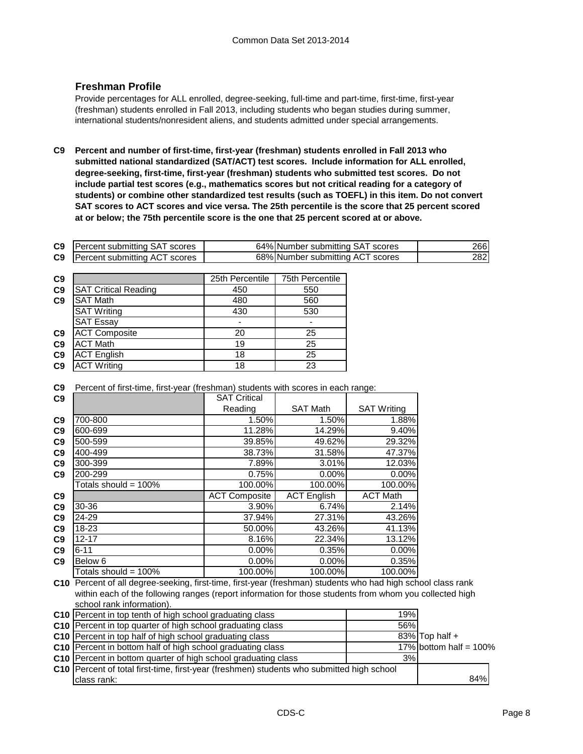## Freshman Profile

Provide percentages for ALL enrolled, degree-seeking, full-time and part-time, first-time, first-year (freshman) students enrolled in Fall 2013, including students who began studies during summer, international students/nonresident aliens, and students admitted under special arrangements.

**C9 Percent and number of first-time, first-year (freshman) students enrolled in Fall 2013 who submitted national standardized (SAT/ACT) test scores. Include information for ALL enrolled, degree-seeking, first-time, first-year (freshman) students who submitted test scores. Do not include partial test scores (e.g., mathematics scores but not critical reading for a category of students) or combine other standardized test results (such as TOEFL) in this item. Do not convert SAT scores to ACT scores and vice versa. The 25th percentile is the score that 25 percent scored at or below; the 75th percentile score is the one that 25 percent scored at or above.**

| | | | | |
|---|---|---|---|---|
| C9 | Percent submitting SAT scores | 64% | Number submitting SAT scores | 266 |
| C9 | Percent submitting ACT scores | 68% | Number submitting ACT scores | 282 |

| | | 25th Percentile | 75th Percentile |
|---|---|---|---|
| C9 | SAT Critical Reading | 450 | 550 |
| C9 | SAT Math | 480 | 560 |
| | SAT Writing | 430 | 530 |
| | SAT Essay | - | - |
| C9 | ACT Composite | 20 | 25 |
| C9 | ACT Math | 19 | 25 |
| C9 | ACT English | 18 | 25 |
| C9 | ACT Writing | 18 | 23 |

C9 Percent of first-time, first-year (freshman) students with scores in each range:

| | | SAT Critical Reading | SAT Math | SAT Writing |
|---|---|---|---|---|
| C9 | 700-800 | 1.50% | 1.50% | 1.88% |
| C9 | 600-699 | 11.28% | 14.29% | 9.40% |
| C9 | 500-599 | 39.85% | 49.62% | 29.32% |
| C9 | 400-499 | 38.73% | 31.58% | 47.37% |
| C9 | 300-399 | 7.89% | 3.01% | 12.03% |
| C9 | 200-299 | 0.75% | 0.00% | 0.00% |
| | Totals should = 100% | 100.00% | 100.00% | 100.00% |
| C9 | | ACT Composite | ACT English | ACT Math |
| C9 | 30-36 | 3.90% | 6.74% | 2.14% |
| C9 | 24-29 | 37.94% | 27.31% | 43.26% |
| C9 | 18-23 | 50.00% | 43.26% | 41.13% |
| C9 | 12-17 | 8.16% | 22.34% | 13.12% |
| C9 | 6-11 | 0.00% | 0.35% | 0.00% |
| C9 | Below 6 | 0.00% | 0.00% | 0.35% |
| | Totals should = 100% | 100.00% | 100.00% | 100.00% |

C10 Percent of all degree-seeking, first-time, first-year (freshman) students who had high school class rank within each of the following ranges (report information for those students from whom you collected high school rank information).

| | | | |
|---|---|---|---|
| C10 | Percent in top tenth of high school graduating class | 19% | |
| C10 | Percent in top quarter of high school graduating class | 56% | |
| C10 | Percent in top half of high school graduating class | 83% | Top half + |
| C10 | Percent in bottom half of high school graduating class | 17% | bottom half = 100% |
| C10 | Percent in bottom quarter of high school graduating class | 3% | |
| C10 | Percent of total first-time, first-year (freshmen) students who submitted high school class rank: | | 84% |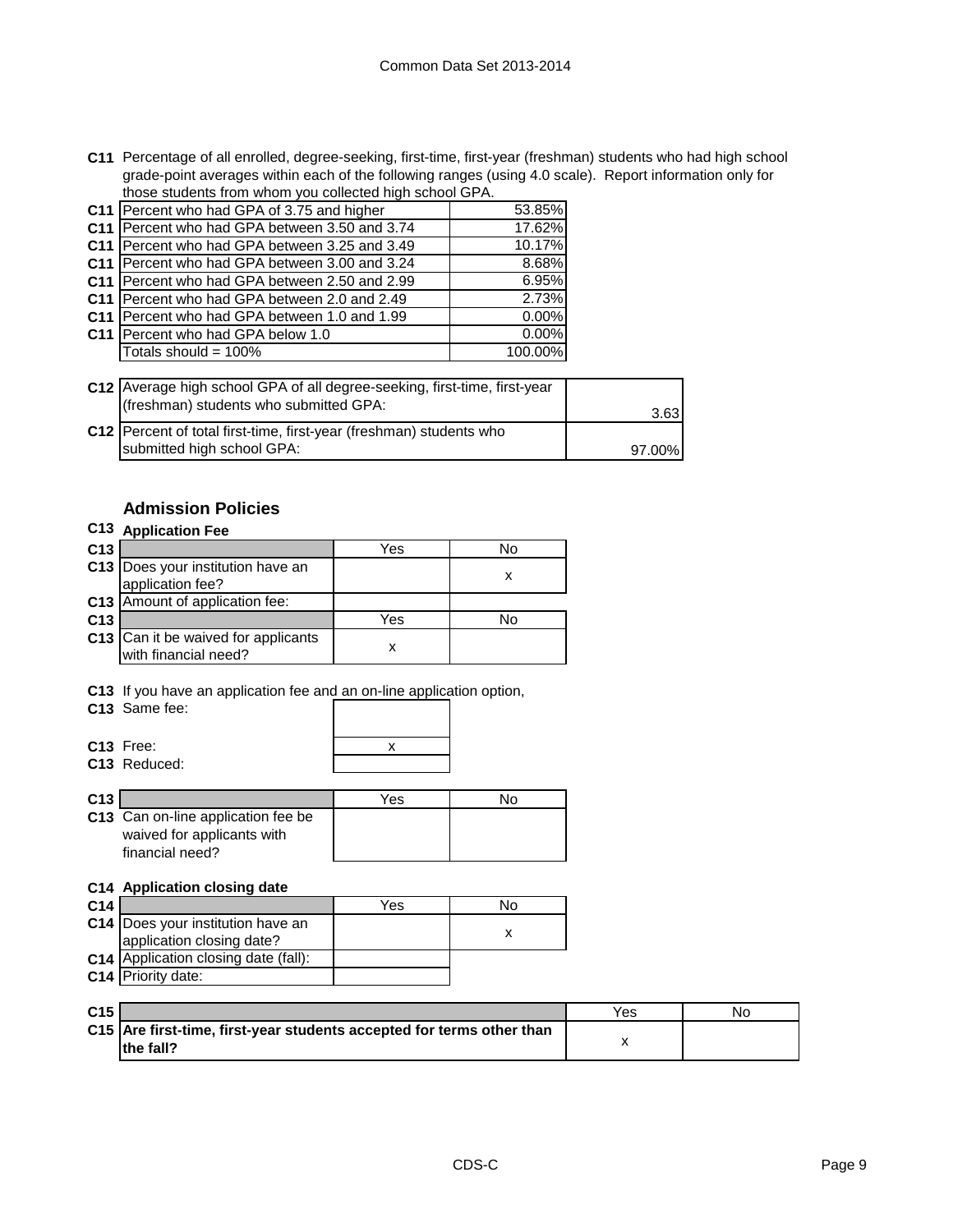**C11** Percentage of all enrolled, degree-seeking, first-time, first-year (freshman) students who had high school grade-point averages within each of the following ranges (using 4.0 scale). Report information only for those students from whom you collected high school GPA.

| | | |
|---|---|---|
| C11 | Percent who had GPA of 3.75 and higher | 53.85% |
| C11 | Percent who had GPA between 3.50 and 3.74 | 17.62% |
| C11 | Percent who had GPA between 3.25 and 3.49 | 10.17% |
| C11 | Percent who had GPA between 3.00 and 3.24 | 8.68% |
| C11 | Percent who had GPA between 2.50 and 2.99 | 6.95% |
| C11 | Percent who had GPA between 2.0 and 2.49 | 2.73% |
| C11 | Percent who had GPA between 1.0 and 1.99 | 0.00% |
| C11 | Percent who had GPA below 1.0 | 0.00% |
| | Totals should = 100% | 100.00% |

| | | |
|---|---|---|
| C12 | Average high school GPA of all degree-seeking, first-time, first-year (freshman) students who submitted GPA: | 3.63 |
| C12 | Percent of total first-time, first-year (freshman) students who submitted high school GPA: | 97.00% |

### Admission Policies

**C13 Application Fee**

| | | Yes | No |
|---|---|---|---|
| C13 | Does your institution have an application fee? | | x |
| C13 | Amount of application fee: | | |

| | | Yes | No |
|---|---|---|---|
| C13 | Can it be waived for applicants with financial need? | x | |

**C13** If you have an application fee and an on-line application option,

| | | |
|---|---|---|
| C13 | Same fee: | |
| C13 | Free: | x |
| C13 | Reduced: | |

| | | Yes | No |
|---|---|---|---|
| C13 | Can on-line application fee be waived for applicants with financial need? | | |

**C14 Application closing date**

| | | Yes | No |
|---|---|---|---|
| C14 | Does your institution have an application closing date? | | x |
| C14 | Application closing date (fall): | | |
| C14 | Priority date: | | |

| | | Yes | No |
|---|---|---|---|
| C15 | **Are first-time, first-year students accepted for terms other than the fall?** | x | |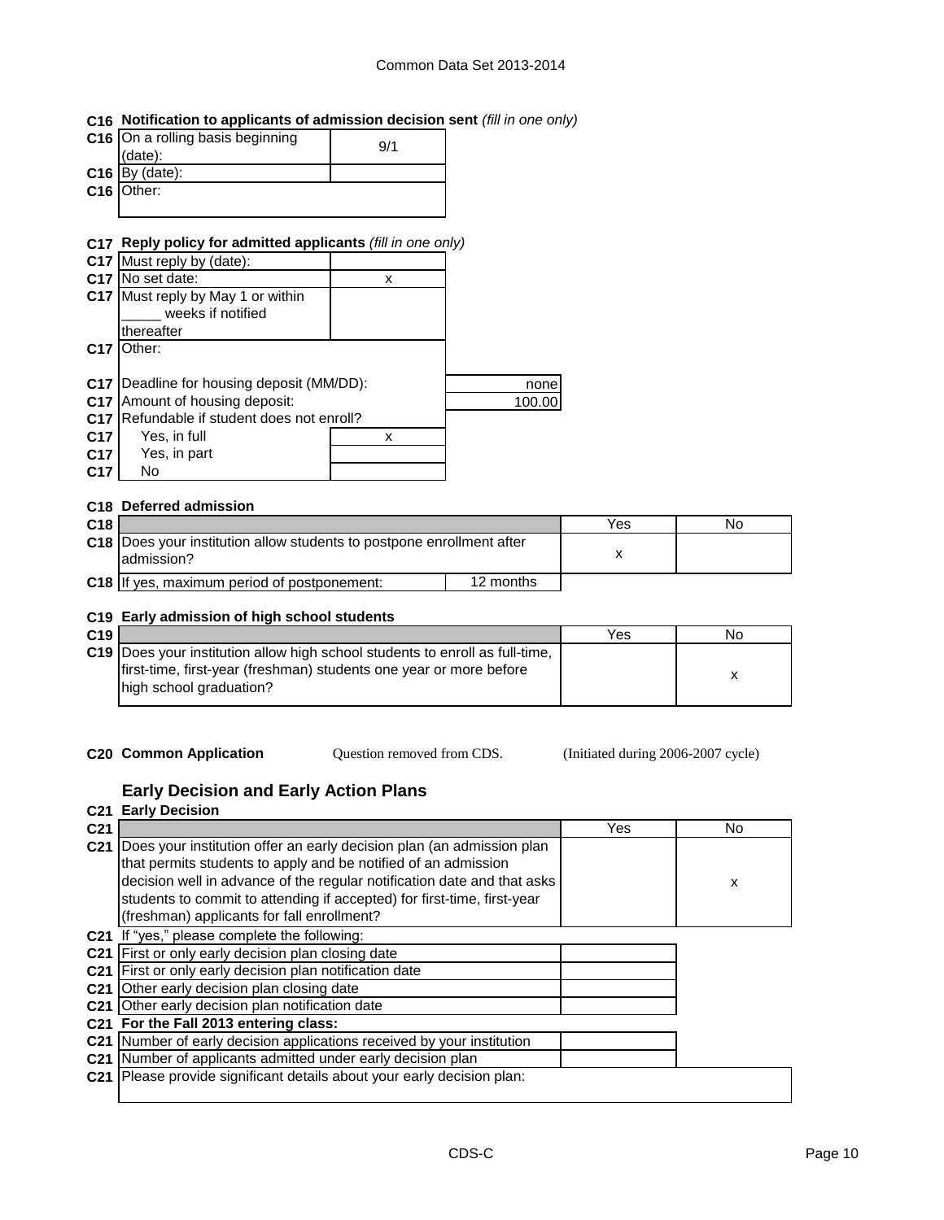Common Data Set 2013-2014

**C16 Notification to applicants of admission decision sent** *(fill in one only)*

| | | |
|---|---|---|
| C16 | On a rolling basis beginning (date): | 9/1 |
| C16 | By (date): | |
| C16 | Other: | |

**C17 Reply policy for admitted applicants** *(fill in one only)*

| | | |
|---|---|---|
| C17 | Must reply by (date): | |
| C17 | No set date: | x |
| C17 | Must reply by May 1 or within _____ weeks if notified thereafter | |
| C17 | Other: | |

| | | |
|---|---|---|
| C17 | Deadline for housing deposit (MM/DD): | none |
| C17 | Amount of housing deposit: | 100.00 |
| C17 | Refundable if student does not enroll? | |
| C17 | Yes, in full | x |
| C17 | Yes, in part | |
| C17 | No | |

**C18 Deferred admission**

| | | Yes | No |
|---|---|---|---|
| C18 | Does your institution allow students to postpone enrollment after admission? | x | |
| C18 | If yes, maximum period of postponement: 12 months | | |

**C19 Early admission of high school students**

| | | Yes | No |
|---|---|---|---|
| C19 | Does your institution allow high school students to enroll as full-time, first-time, first-year (freshman) students one year or more before high school graduation? | | x |

**C20 Common Application** Question removed from CDS. (Initiated during 2006-2007 cycle)

## Early Decision and Early Action Plans

**C21 Early Decision**

| | | Yes | No |
|---|---|---|---|
| C21 | Does your institution offer an early decision plan (an admission plan that permits students to apply and be notified of an admission decision well in advance of the regular notification date and that asks students to commit to attending if accepted) for first-time, first-year (freshman) applicants for fall enrollment? | | x |

| | | |
|---|---|---|
| C21 | If "yes," please complete the following: | |
| C21 | First or only early decision plan closing date | |
| C21 | First or only early decision plan notification date | |
| C21 | Other early decision plan closing date | |
| C21 | Other early decision plan notification date | |
| C21 | **For the Fall 2013 entering class:** | |
| C21 | Number of early decision applications received by your institution | |
| C21 | Number of applicants admitted under early decision plan | |
| C21 | Please provide significant details about your early decision plan: | |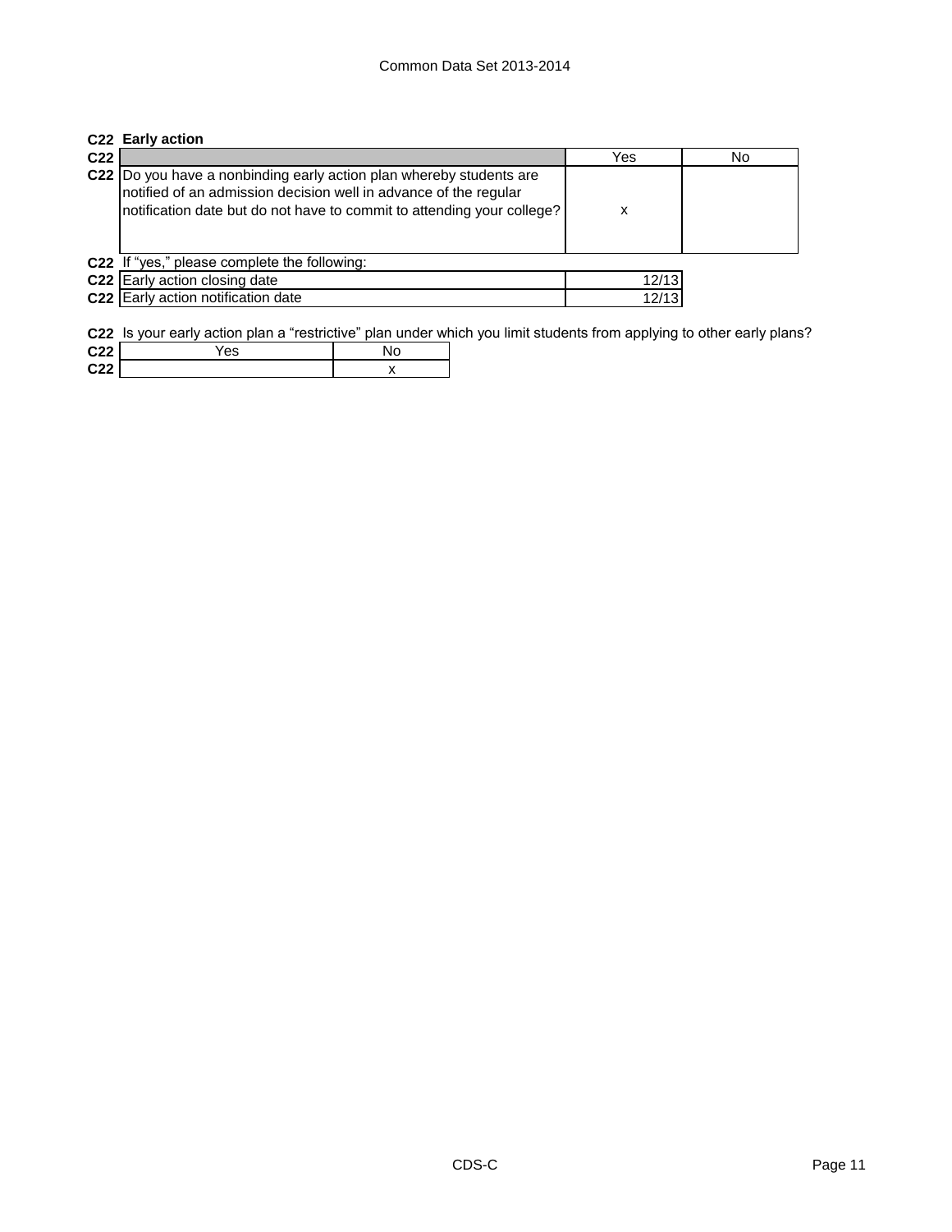## C22 Early action

| C22 | | Yes | No |
|---|---|---|---|
| C22 | Do you have a nonbinding early action plan whereby students are notified of an admission decision well in advance of the regular notification date but do not have to commit to attending your college? | x | |

C22 If "yes," please complete the following:

| C22 | | |
|---|---|---|
| C22 | Early action closing date | 12/13 |
| C22 | Early action notification date | 12/13 |

C22 Is your early action plan a "restrictive" plan under which you limit students from applying to other early plans?

| C22 | Yes | No |
|---|---|---|
| C22 | | x |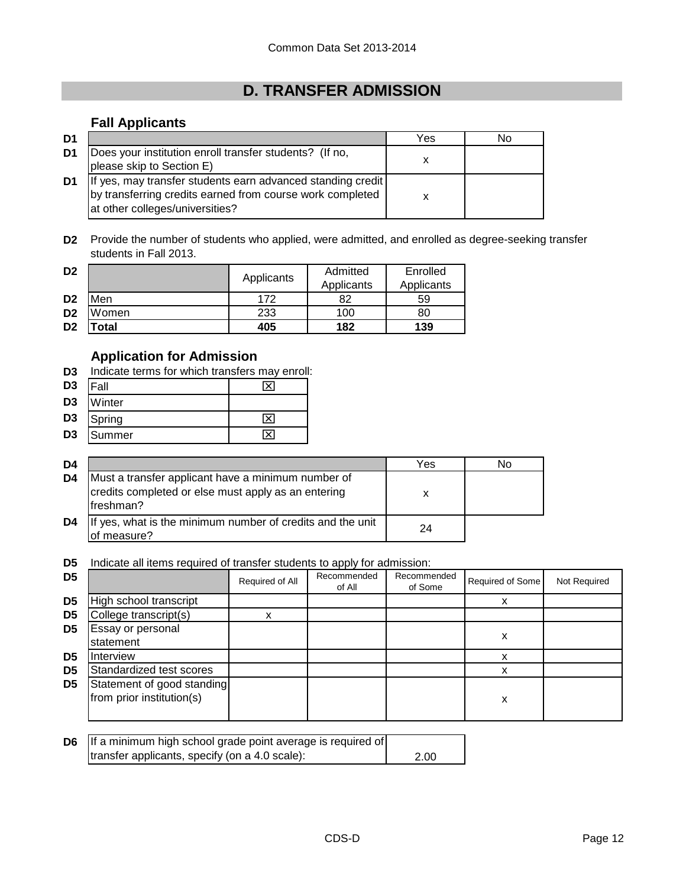# D. TRANSFER ADMISSION

## Fall Applicants

| | | Yes | No |
|---|---|---|---|
| D1 | Does your institution enroll transfer students? (If no, please skip to Section E) | x | |
| D1 | If yes, may transfer students earn advanced standing credit by transferring credits earned from course work completed at other colleges/universities? | x | |

**D2** Provide the number of students who applied, were admitted, and enrolled as degree-seeking transfer students in Fall 2013.

| | | Applicants | Admitted Applicants | Enrolled Applicants |
|---|---|---|---|---|
| D2 | Men | 172 | 82 | 59 |
| D2 | Women | 233 | 100 | 80 |
| D2 | **Total** | **405** | **182** | **139** |

## Application for Admission

**D3** Indicate terms for which transfers may enroll:

| | | |
|---|---|---|
| D3 | Fall | ☒ |
| D3 | Winter | |
| D3 | Spring | ☒ |
| D3 | Summer | ☒ |

| | | Yes | No |
|---|---|---|---|
| D4 | Must a transfer applicant have a minimum number of credits completed or else must apply as an entering freshman? | x | |
| D4 | If yes, what is the minimum number of credits and the unit of measure? | 24 | |

**D5** Indicate all items required of transfer students to apply for admission:

| | | Required of All | Recommended of All | Recommended of Some | Required of Some | Not Required |
|---|---|---|---|---|---|---|
| D5 | High school transcript | | | | x | |
| D5 | College transcript(s) | x | | | | |
| D5 | Essay or personal statement | | | | x | |
| D5 | Interview | | | | x | |
| D5 | Standardized test scores | | | | x | |
| D5 | Statement of good standing from prior institution(s) | | | | x | |

| | | |
|---|---|---|
| D6 | If a minimum high school grade point average is required of transfer applicants, specify (on a 4.0 scale): | 2.00 |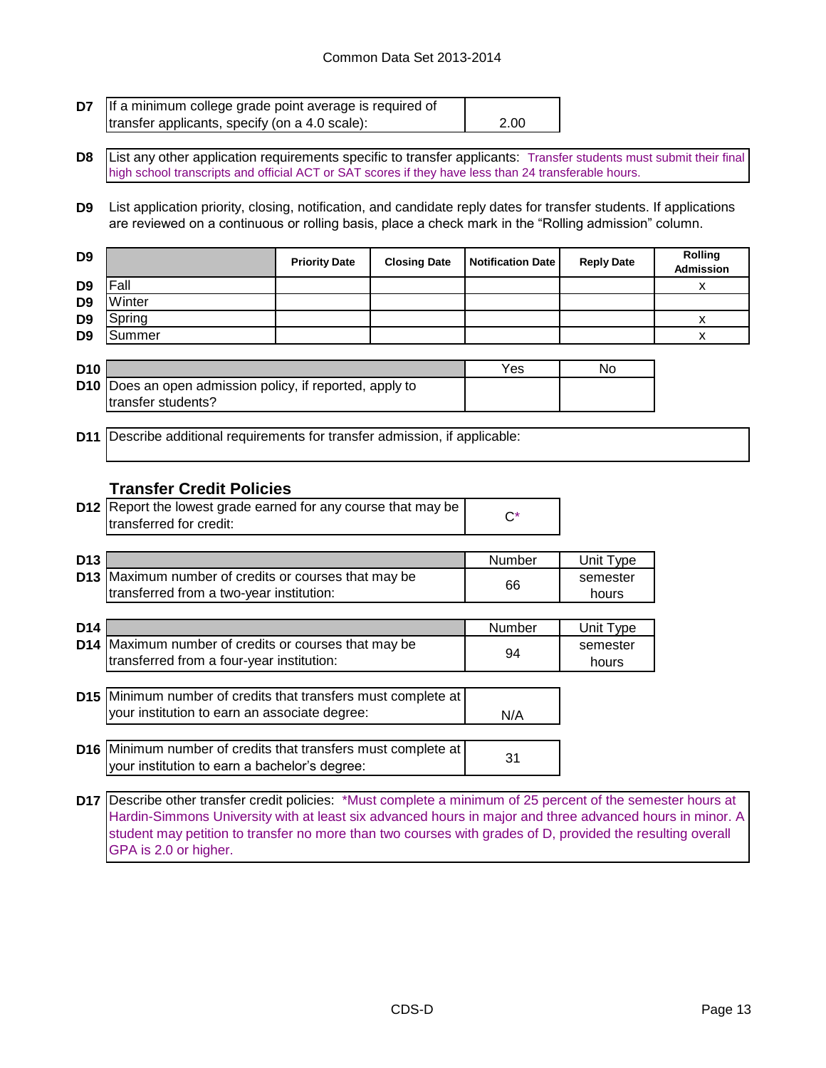**D7** If a minimum college grade point average is required of transfer applicants, specify (on a 4.0 scale): 2.00

**D8** List any other application requirements specific to transfer applicants: Transfer students must submit their final high school transcripts and official ACT or SAT scores if they have less than 24 transferable hours.

**D9** List application priority, closing, notification, and candidate reply dates for transfer students. If applications are reviewed on a continuous or rolling basis, place a check mark in the "Rolling admission" column.

| D9 | | Priority Date | Closing Date | Notification Date | Reply Date | Rolling Admission |
|---|---|---|---|---|---|---|
| D9 | Fall | | | | | x |
| D9 | Winter | | | | | |
| D9 | Spring | | | | | x |
| D9 | Summer | | | | | x |

| D10 | | Yes | No |
|---|---|---|---|
| D10 | Does an open admission policy, if reported, apply to transfer students? | | |

**D11** Describe additional requirements for transfer admission, if applicable:

## Transfer Credit Policies

**D12** Report the lowest grade earned for any course that may be transferred for credit: C*

| D13 | | Number | Unit Type |
|---|---|---|---|
| D13 | Maximum number of credits or courses that may be transferred from a two-year institution: | 66 | semester hours |

| D14 | | Number | Unit Type |
|---|---|---|---|
| D14 | Maximum number of credits or courses that may be transferred from a four-year institution: | 94 | semester hours |

**D15** Minimum number of credits that transfers must complete at your institution to earn an associate degree: N/A

**D16** Minimum number of credits that transfers must complete at your institution to earn a bachelor's degree: 31

**D17** Describe other transfer credit policies: *Must complete a minimum of 25 percent of the semester hours at Hardin-Simmons University with at least six advanced hours in major and three advanced hours in minor. A student may petition to transfer no more than two courses with grades of D, provided the resulting overall GPA is 2.0 or higher.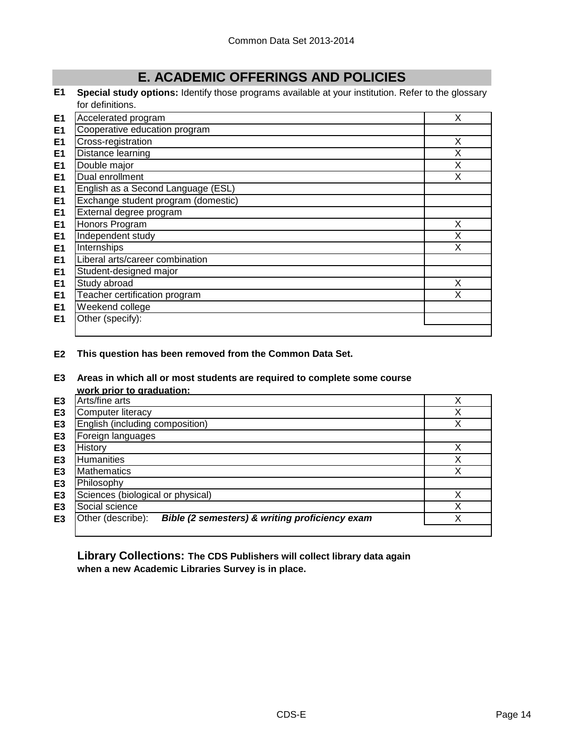# E. ACADEMIC OFFERINGS AND POLICIES

**E1** **Special study options:** Identify those programs available at your institution. Refer to the glossary for definitions.

| | | |
|---|---|---|
| E1 | Accelerated program | X |
| E1 | Cooperative education program | |
| E1 | Cross-registration | X |
| E1 | Distance learning | X |
| E1 | Double major | X |
| E1 | Dual enrollment | X |
| E1 | English as a Second Language (ESL) | |
| E1 | Exchange student program (domestic) | |
| E1 | External degree program | |
| E1 | Honors Program | X |
| E1 | Independent study | X |
| E1 | Internships | X |
| E1 | Liberal arts/career combination | |
| E1 | Student-designed major | |
| E1 | Study abroad | X |
| E1 | Teacher certification program | X |
| E1 | Weekend college | |
| E1 | Other (specify): | |

**E2** **This question has been removed from the Common Data Set.**

**E3** **Areas in which all or most students are required to complete some course work prior to graduation:**

| | | |
|---|---|---|
| E3 | Arts/fine arts | X |
| E3 | Computer literacy | X |
| E3 | English (including composition) | X |
| E3 | Foreign languages | |
| E3 | History | X |
| E3 | Humanities | X |
| E3 | Mathematics | X |
| E3 | Philosophy | |
| E3 | Sciences (biological or physical) | X |
| E3 | Social science | X |
| E3 | Other (describe): ***Bible (2 semesters) & writing proficiency exam*** | X |

**Library Collections: The CDS Publishers will collect library data again when a new Academic Libraries Survey is in place.**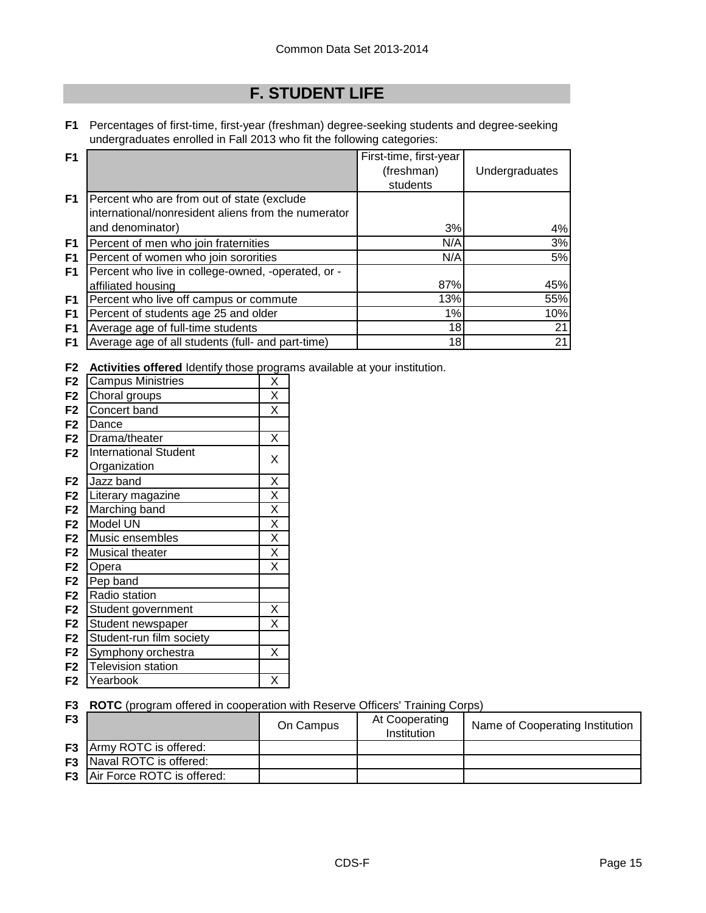# F. STUDENT LIFE

**F1** Percentages of first-time, first-year (freshman) degree-seeking students and degree-seeking undergraduates enrolled in Fall 2013 who fit the following categories:

| | | First-time, first-year (freshman) students | Undergraduates |
|---|---|---|---|
| F1 | Percent who are from out of state (exclude international/nonresident aliens from the numerator and denominator) | 3% | 4% |
| F1 | Percent of men who join fraternities | N/A | 3% |
| F1 | Percent of women who join sororities | N/A | 5% |
| F1 | Percent who live in college-owned, -operated, or -affiliated housing | 87% | 45% |
| F1 | Percent who live off campus or commute | 13% | 55% |
| F1 | Percent of students age 25 and older | 1% | 10% |
| F1 | Average age of full-time students | 18 | 21 |
| F1 | Average age of all students (full- and part-time) | 18 | 21 |

**F2** **Activities offered** Identify those programs available at your institution.

| | | |
|---|---|---|
| F2 | Campus Ministries | X |
| F2 | Choral groups | X |
| F2 | Concert band | X |
| F2 | Dance | |
| F2 | Drama/theater | X |
| F2 | International Student Organization | X |
| F2 | Jazz band | X |
| F2 | Literary magazine | X |
| F2 | Marching band | X |
| F2 | Model UN | X |
| F2 | Music ensembles | X |
| F2 | Musical theater | X |
| F2 | Opera | X |
| F2 | Pep band | |
| F2 | Radio station | |
| F2 | Student government | X |
| F2 | Student newspaper | X |
| F2 | Student-run film society | |
| F2 | Symphony orchestra | X |
| F2 | Television station | |
| F2 | Yearbook | X |

**F3** **ROTC** (program offered in cooperation with Reserve Officers' Training Corps)

| | | On Campus | At Cooperating Institution | Name of Cooperating Institution |
|---|---|---|---|---|
| F3 | Army ROTC is offered: | | | |
| F3 | Naval ROTC is offered: | | | |
| F3 | Air Force ROTC is offered: | | | |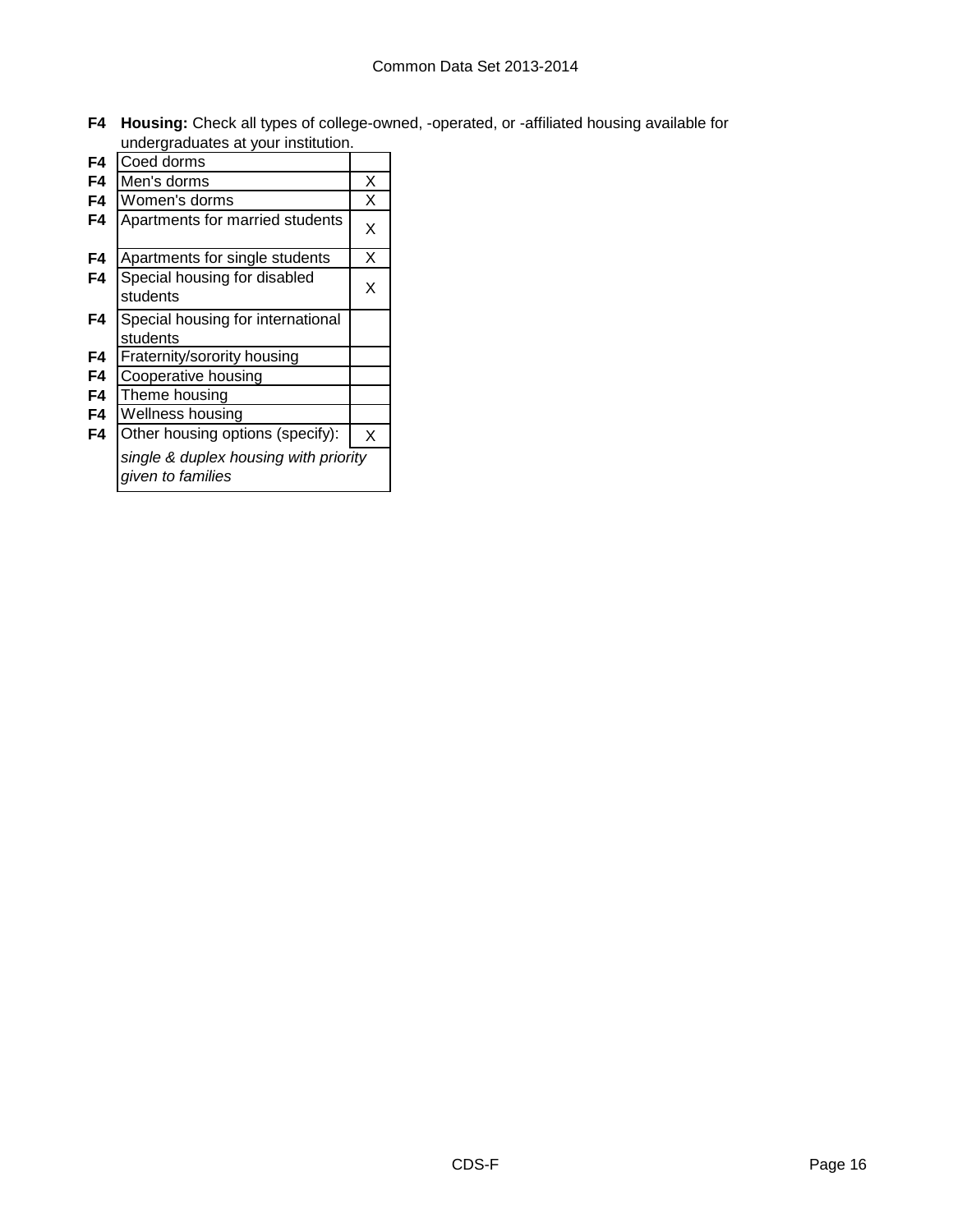**F4 Housing:** Check all types of college-owned, -operated, or -affiliated housing available for undergraduates at your institution.

| | Housing type | |
|---|---|---|
| F4 | Coed dorms | |
| F4 | Men's dorms | X |
| F4 | Women's dorms | X |
| F4 | Apartments for married students | X |
| F4 | Apartments for single students | X |
| F4 | Special housing for disabled students | X |
| F4 | Special housing for international students | |
| F4 | Fraternity/sorority housing | |
| F4 | Cooperative housing | |
| F4 | Theme housing | |
| F4 | Wellness housing | |
| F4 | Other housing options (specify): | X |
| | *single & duplex housing with priority given to families* | |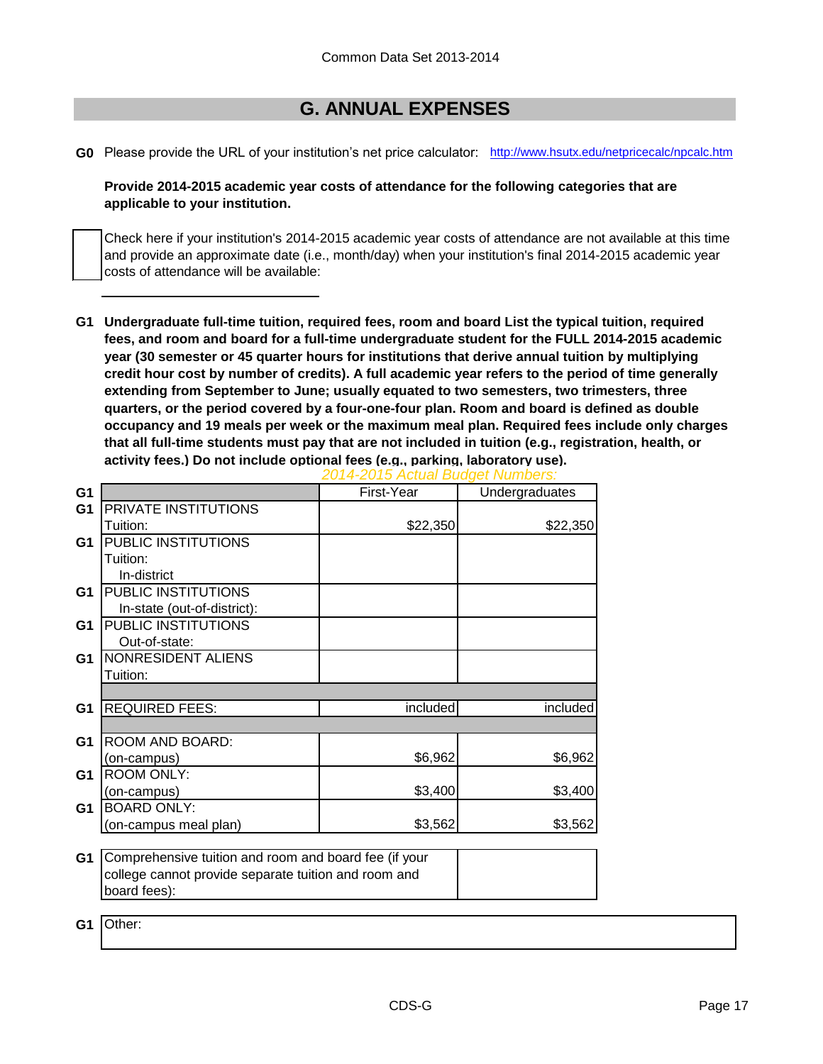Common Data Set 2013-2014

## G. ANNUAL EXPENSES

**G0** Please provide the URL of your institution's net price calculator: http://www.hsutx.edu/netpricecalc/npcalc.htm

**Provide 2014-2015 academic year costs of attendance for the following categories that are applicable to your institution.**

☐ Check here if your institution's 2014-2015 academic year costs of attendance are not available at this time and provide an approximate date (i.e., month/day) when your institution's final 2014-2015 academic year costs of attendance will be available:

**G1 Undergraduate full-time tuition, required fees, room and board List the typical tuition, required fees, and room and board for a full-time undergraduate student for the FULL 2014-2015 academic year (30 semester or 45 quarter hours for institutions that derive annual tuition by multiplying credit hour cost by number of credits). A full academic year refers to the period of time generally extending from September to June; usually equated to two semesters, two trimesters, three quarters, or the period covered by a four-one-four plan. Room and board is defined as double occupancy and 19 meals per week or the maximum meal plan. Required fees include only charges that all full-time students must pay that are not included in tuition (e.g., registration, health, or activity fees.) Do not include optional fees (e.g., parking, laboratory use).**

*2014-2015 Actual Budget Numbers:*

| | | First-Year | Undergraduates |
|---|---|---|---|
| G1 | PRIVATE INSTITUTIONS Tuition: | $22,350 | $22,350 |
| G1 | PUBLIC INSTITUTIONS Tuition: In-district | | |
| G1 | PUBLIC INSTITUTIONS In-state (out-of-district): | | |
| G1 | PUBLIC INSTITUTIONS Out-of-state: | | |
| G1 | NONRESIDENT ALIENS Tuition: | | |
| G1 | REQUIRED FEES: | included | included |
| G1 | ROOM AND BOARD: (on-campus) | $6,962 | $6,962 |
| G1 | ROOM ONLY: (on-campus) | $3,400 | $3,400 |
| G1 | BOARD ONLY: (on-campus meal plan) | $3,562 | $3,562 |

| | | |
|---|---|---|
| G1 | Comprehensive tuition and room and board fee (if your college cannot provide separate tuition and room and board fees): | |

**G1** Other: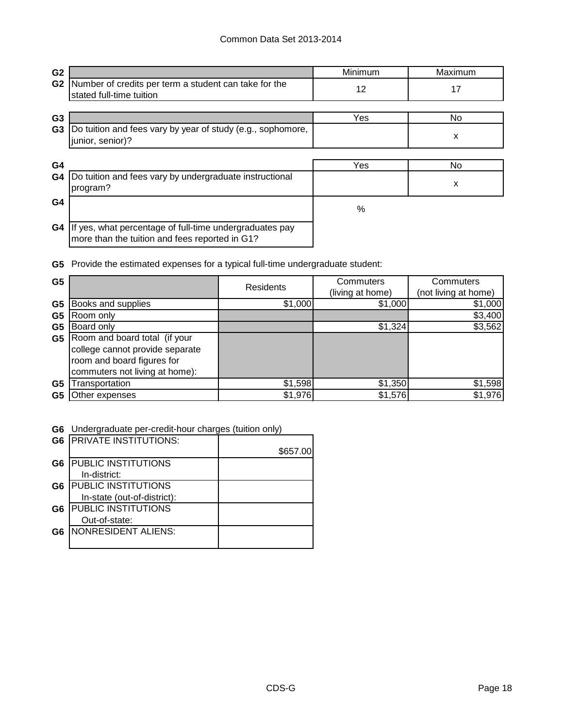| G2 | | Minimum | Maximum |
|---|---|---|---|
| G2 | Number of credits per term a student can take for the stated full-time tuition | 12 | 17 |

| G3 | | Yes | No |
|---|---|---|---|
| G3 | Do tuition and fees vary by year of study (e.g., sophomore, junior, senior)? | | x |

| G4 | | Yes | No |
|---|---|---|---|
| G4 | Do tuition and fees vary by undergraduate instructional program? | | x |
| G4 | | % | |
| G4 | If yes, what percentage of full-time undergraduates pay more than the tuition and fees reported in G1? | | |

**G5** Provide the estimated expenses for a typical full-time undergraduate student:

| G5 | | Residents | Commuters (living at home) | Commuters (not living at home) |
|---|---|---|---|---|
| G5 | Books and supplies | $1,000 | $1,000 | $1,000 |
| G5 | Room only | | | $3,400 |
| G5 | Board only | | $1,324 | $3,562 |
| G5 | Room and board total (if your college cannot provide separate room and board figures for commuters not living at home): | | | |
| G5 | Transportation | $1,598 | $1,350 | $1,598 |
| G5 | Other expenses | $1,976 | $1,576 | $1,976 |

**G6** Undergraduate per-credit-hour charges (tuition only)

| G6 | | |
|---|---|---|
| G6 | PRIVATE INSTITUTIONS: | $657.00 |
| G6 | PUBLIC INSTITUTIONS In-district: | |
| G6 | PUBLIC INSTITUTIONS In-state (out-of-district): | |
| G6 | PUBLIC INSTITUTIONS Out-of-state: | |
| G6 | NONRESIDENT ALIENS: | |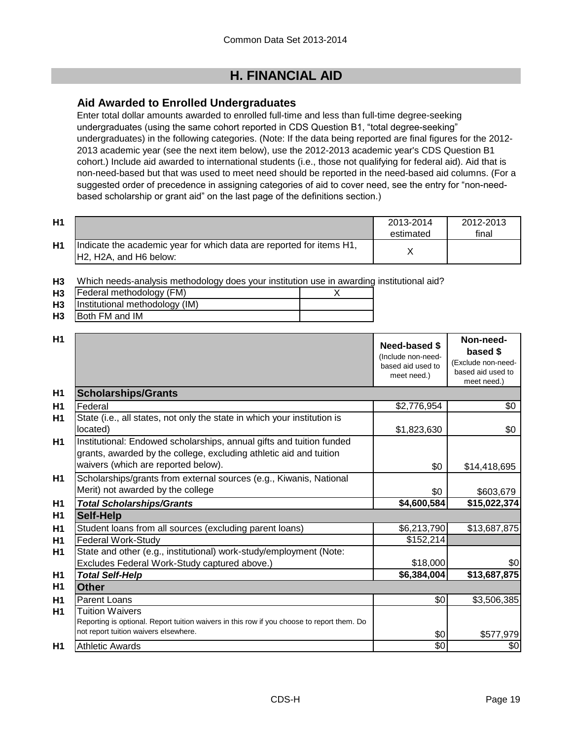# H. FINANCIAL AID

## Aid Awarded to Enrolled Undergraduates

Enter total dollar amounts awarded to enrolled full-time and less than full-time degree-seeking undergraduates (using the same cohort reported in CDS Question B1, "total degree-seeking" undergraduates) in the following categories. (Note: If the data being reported are final figures for the 2012-2013 academic year (see the next item below), use the 2012-2013 academic year's CDS Question B1 cohort.) Include aid awarded to international students (i.e., those not qualifying for federal aid). Aid that is non-need-based but that was used to meet need should be reported in the need-based aid columns. (For a suggested order of precedence in assigning categories of aid to cover need, see the entry for "non-need-based scholarship or grant aid" on the last page of the definitions section.)

| | | 2013-2014 estimated | 2012-2013 final |
|---|---|---|---|
| H1 | Indicate the academic year for which data are reported for items H1, H2, H2A, and H6 below: | X | |

**H3** Which needs-analysis methodology does your institution use in awarding institutional aid?

| | | |
|---|---|---|
| H3 | Federal methodology (FM) | X |
| H3 | Institutional methodology (IM) | |
| H3 | Both FM and IM | |

| | | Need-based $ (Include non-need-based aid used to meet need.) | Non-need-based $ (Exclude non-need-based aid used to meet need.) |
|---|---|---|---|
| H1 | **Scholarships/Grants** | | |
| H1 | Federal | $2,776,954 | $0 |
| H1 | State (i.e., all states, not only the state in which your institution is located) | $1,823,630 | $0 |
| H1 | Institutional: Endowed scholarships, annual gifts and tuition funded grants, awarded by the college, excluding athletic aid and tuition waivers (which are reported below). | $0 | $14,418,695 |
| H1 | Scholarships/grants from external sources (e.g., Kiwanis, National Merit) not awarded by the college | $0 | $603,679 |
| H1 | ***Total Scholarships/Grants*** | **$4,600,584** | **$15,022,374** |
| H1 | **Self-Help** | | |
| H1 | Student loans from all sources (excluding parent loans) | $6,213,790 | $13,687,875 |
| H1 | Federal Work-Study | $152,214 | |
| H1 | State and other (e.g., institutional) work-study/employment (Note: Excludes Federal Work-Study captured above.) | $18,000 | $0 |
| H1 | ***Total Self-Help*** | **$6,384,004** | **$13,687,875** |
| H1 | **Other** | | |
| H1 | Parent Loans | $0 | $3,506,385 |
| H1 | Tuition Waivers<br>Reporting is optional. Report tuition waivers in this row if you choose to report them. Do not report tuition waivers elsewhere. | $0 | $577,979 |
| H1 | Athletic Awards | $0 | $0 |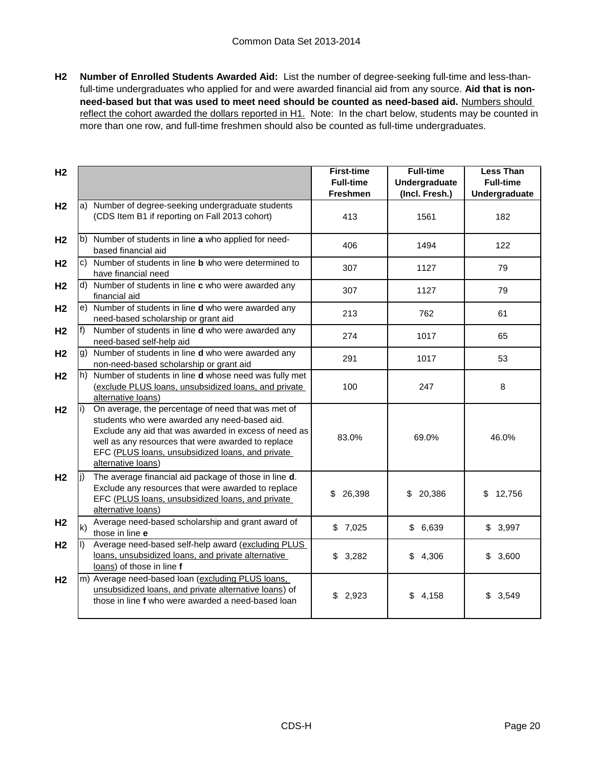**H2 Number of Enrolled Students Awarded Aid:** List the number of degree-seeking full-time and less-than-full-time undergraduates who applied for and were awarded financial aid from any source. **Aid that is non-need-based but that was used to meet need should be counted as need-based aid.** Numbers should reflect the cohort awarded the dollars reported in H1. Note: In the chart below, students may be counted in more than one row, and full-time freshmen should also be counted as full-time undergraduates.

| | | First-time Full-time Freshmen | Full-time Undergraduate (Incl. Fresh.) | Less Than Full-time Undergraduate |
|---|---|---|---|---|
| H2 | a) Number of degree-seeking undergraduate students (CDS Item B1 if reporting on Fall 2013 cohort) | 413 | 1561 | 182 |
| H2 | b) Number of students in line **a** who applied for need-based financial aid | 406 | 1494 | 122 |
| H2 | c) Number of students in line **b** who were determined to have financial need | 307 | 1127 | 79 |
| H2 | d) Number of students in line **c** who were awarded any financial aid | 307 | 1127 | 79 |
| H2 | e) Number of students in line **d** who were awarded any need-based scholarship or grant aid | 213 | 762 | 61 |
| H2 | f) Number of students in line **d** who were awarded any need-based self-help aid | 274 | 1017 | 65 |
| H2 | g) Number of students in line **d** who were awarded any non-need-based scholarship or grant aid | 291 | 1017 | 53 |
| H2 | h) Number of students in line **d** whose need was fully met (exclude PLUS loans, unsubsidized loans, and private alternative loans) | 100 | 247 | 8 |
| H2 | i) On average, the percentage of need that was met of students who were awarded any need-based aid. Exclude any aid that was awarded in excess of need as well as any resources that were awarded to replace EFC (PLUS loans, unsubsidized loans, and private alternative loans) | 83.0% | 69.0% | 46.0% |
| H2 | j) The average financial aid package of those in line **d**. Exclude any resources that were awarded to replace EFC (PLUS loans, unsubsidized loans, and private alternative loans) | $ 26,398 | $ 20,386 | $ 12,756 |
| H2 | k) Average need-based scholarship and grant award of those in line **e** | $ 7,025 | $ 6,639 | $ 3,997 |
| H2 | l) Average need-based self-help award (excluding PLUS loans, unsubsidized loans, and private alternative loans) of those in line **f** | $ 3,282 | $ 4,306 | $ 3,600 |
| H2 | m) Average need-based loan (excluding PLUS loans, unsubsidized loans, and private alternative loans) of those in line **f** who were awarded a need-based loan | $ 2,923 | $ 4,158 | $ 3,549 |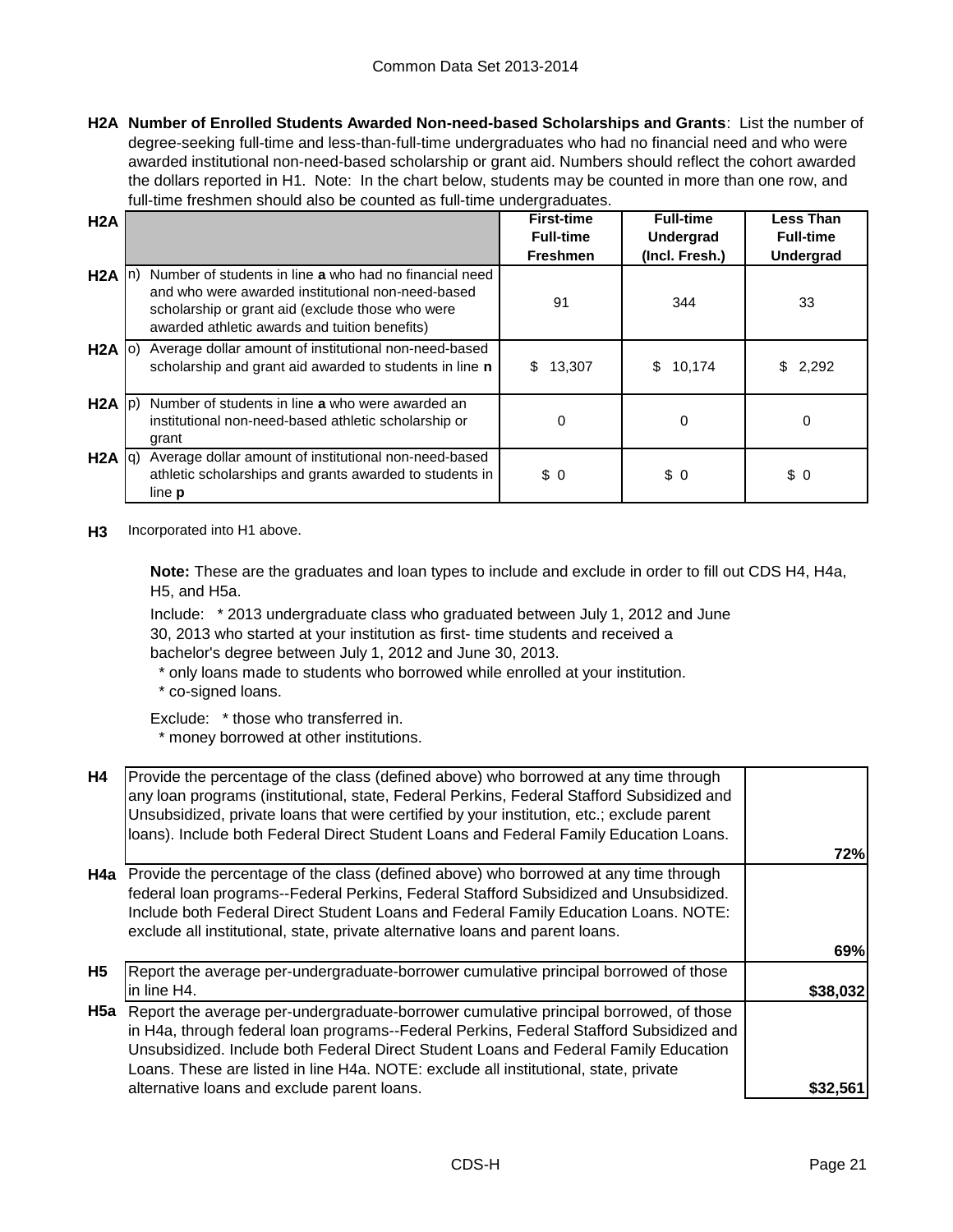**H2A Number of Enrolled Students Awarded Non-need-based Scholarships and Grants**: List the number of degree-seeking full-time and less-than-full-time undergraduates who had no financial need and who were awarded institutional non-need-based scholarship or grant aid. Numbers should reflect the cohort awarded the dollars reported in H1. Note: In the chart below, students may be counted in more than one row, and full-time freshmen should also be counted as full-time undergraduates.

| H2A | | | **First-time Full-time Freshmen** | **Full-time Undergrad (Incl. Fresh.)** | **Less Than Full-time Undergrad** |
|---|---|---|---|---|---|
| H2A | n) | Number of students in line **a** who had no financial need and who were awarded institutional non-need-based scholarship or grant aid (exclude those who were awarded athletic awards and tuition benefits) | 91 | 344 | 33 |
| H2A | o) | Average dollar amount of institutional non-need-based scholarship and grant aid awarded to students in line **n** | $ 13,307 | $ 10,174 | $ 2,292 |
| H2A | p) | Number of students in line **a** who were awarded an institutional non-need-based athletic scholarship or grant | 0 | 0 | 0 |
| H2A | q) | Average dollar amount of institutional non-need-based athletic scholarships and grants awarded to students in line **p** | $ 0 | $ 0 | $ 0 |

**H3** Incorporated into H1 above.

**Note:** These are the graduates and loan types to include and exclude in order to fill out CDS H4, H4a, H5, and H5a.

Include: * 2013 undergraduate class who graduated between July 1, 2012 and June 30, 2013 who started at your institution as first- time students and received a bachelor's degree between July 1, 2012 and June 30, 2013.
* only loans made to students who borrowed while enrolled at your institution.
* co-signed loans.

Exclude: * those who transferred in.
* money borrowed at other institutions.

| | | |
|---|---|---|
| **H4** | Provide the percentage of the class (defined above) who borrowed at any time through any loan programs (institutional, state, Federal Perkins, Federal Stafford Subsidized and Unsubsidized, private loans that were certified by your institution, etc.; exclude parent loans). Include both Federal Direct Student Loans and Federal Family Education Loans. | **72%** |
| **H4a** | Provide the percentage of the class (defined above) who borrowed at any time through federal loan programs--Federal Perkins, Federal Stafford Subsidized and Unsubsidized. Include both Federal Direct Student Loans and Federal Family Education Loans. NOTE: exclude all institutional, state, private alternative loans and parent loans. | **69%** |
| **H5** | Report the average per-undergraduate-borrower cumulative principal borrowed of those in line H4. | **$38,032** |
| **H5a** | Report the average per-undergraduate-borrower cumulative principal borrowed, of those in H4a, through federal loan programs--Federal Perkins, Federal Stafford Subsidized and Unsubsidized. Include both Federal Direct Student Loans and Federal Family Education Loans. These are listed in line H4a. NOTE: exclude all institutional, state, private alternative loans and exclude parent loans. | **$32,561** |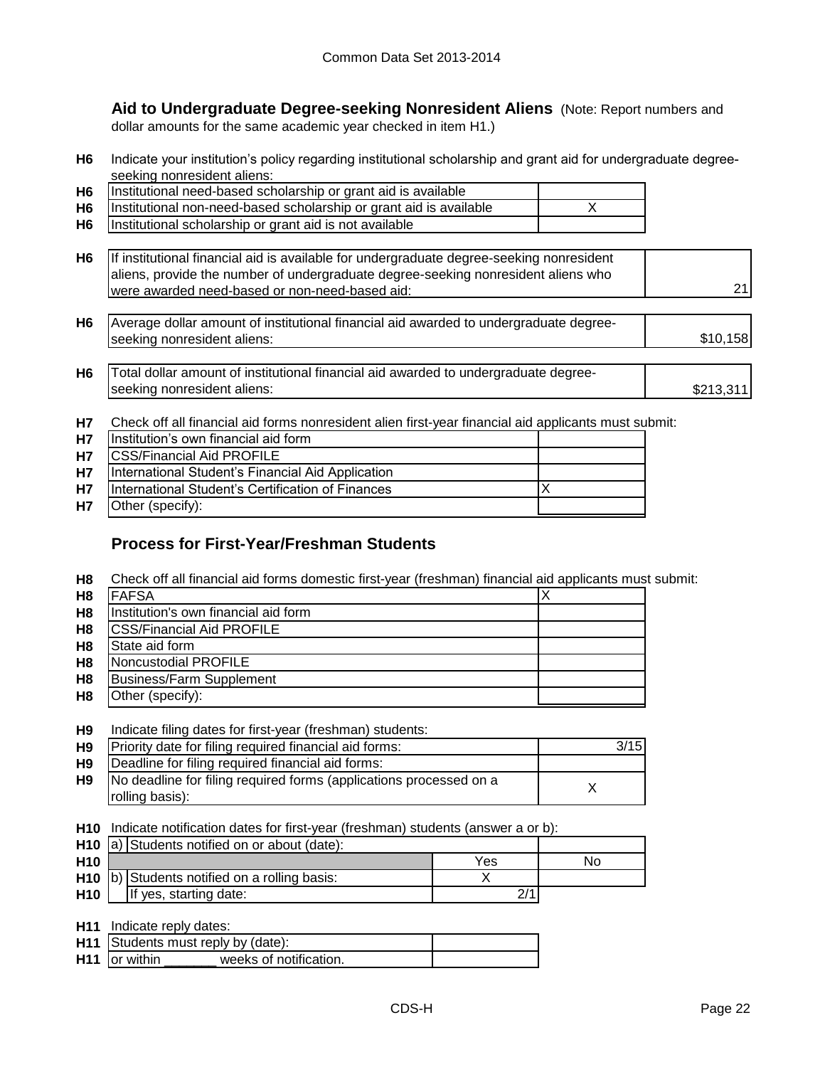### Aid to Undergraduate Degree-seeking Nonresident Aliens (Note: Report numbers and dollar amounts for the same academic year checked in item H1.)

**H6** Indicate your institution's policy regarding institutional scholarship and grant aid for undergraduate degree-seeking nonresident aliens:

| | | |
|---|---|---|
| H6 | Institutional need-based scholarship or grant aid is available | |
| H6 | Institutional non-need-based scholarship or grant aid is available | X |
| H6 | Institutional scholarship or grant aid is not available | |

| | | |
|---|---|---|
| H6 | If institutional financial aid is available for undergraduate degree-seeking nonresident aliens, provide the number of undergraduate degree-seeking nonresident aliens who were awarded need-based or non-need-based aid: | 21 |
| H6 | Average dollar amount of institutional financial aid awarded to undergraduate degree-seeking nonresident aliens: | $10,158 |
| H6 | Total dollar amount of institutional financial aid awarded to undergraduate degree-seeking nonresident aliens: | $213,311 |

**H7** Check off all financial aid forms nonresident alien first-year financial aid applicants must submit:

| | | |
|---|---|---|
| H7 | Institution's own financial aid form | |
| H7 | CSS/Financial Aid PROFILE | |
| H7 | International Student's Financial Aid Application | |
| H7 | International Student's Certification of Finances | X |
| H7 | Other (specify): | |

### Process for First-Year/Freshman Students

**H8** Check off all financial aid forms domestic first-year (freshman) financial aid applicants must submit:

| | | |
|---|---|---|
| H8 | FAFSA | X |
| H8 | Institution's own financial aid form | |
| H8 | CSS/Financial Aid PROFILE | |
| H8 | State aid form | |
| H8 | Noncustodial PROFILE | |
| H8 | Business/Farm Supplement | |
| H8 | Other (specify): | |

**H9** Indicate filing dates for first-year (freshman) students:

| | | |
|---|---|---|
| H9 | Priority date for filing required financial aid forms: | 3/15 |
| H9 | Deadline for filing required financial aid forms: | |
| H9 | No deadline for filing required forms (applications processed on a rolling basis): | X |

**H10** Indicate notification dates for first-year (freshman) students (answer a or b):

| | | | |
|---|---|---|---|
| H10 | a) Students notified on or about (date): | | |
| H10 | | Yes | No |
| H10 | b) Students notified on a rolling basis: | X | |
| H10 | If yes, starting date: | 2/1 | |

**H11** Indicate reply dates:

| | | |
|---|---|---|
| H11 | Students must reply by (date): | |
| H11 | or within _______ weeks of notification. | |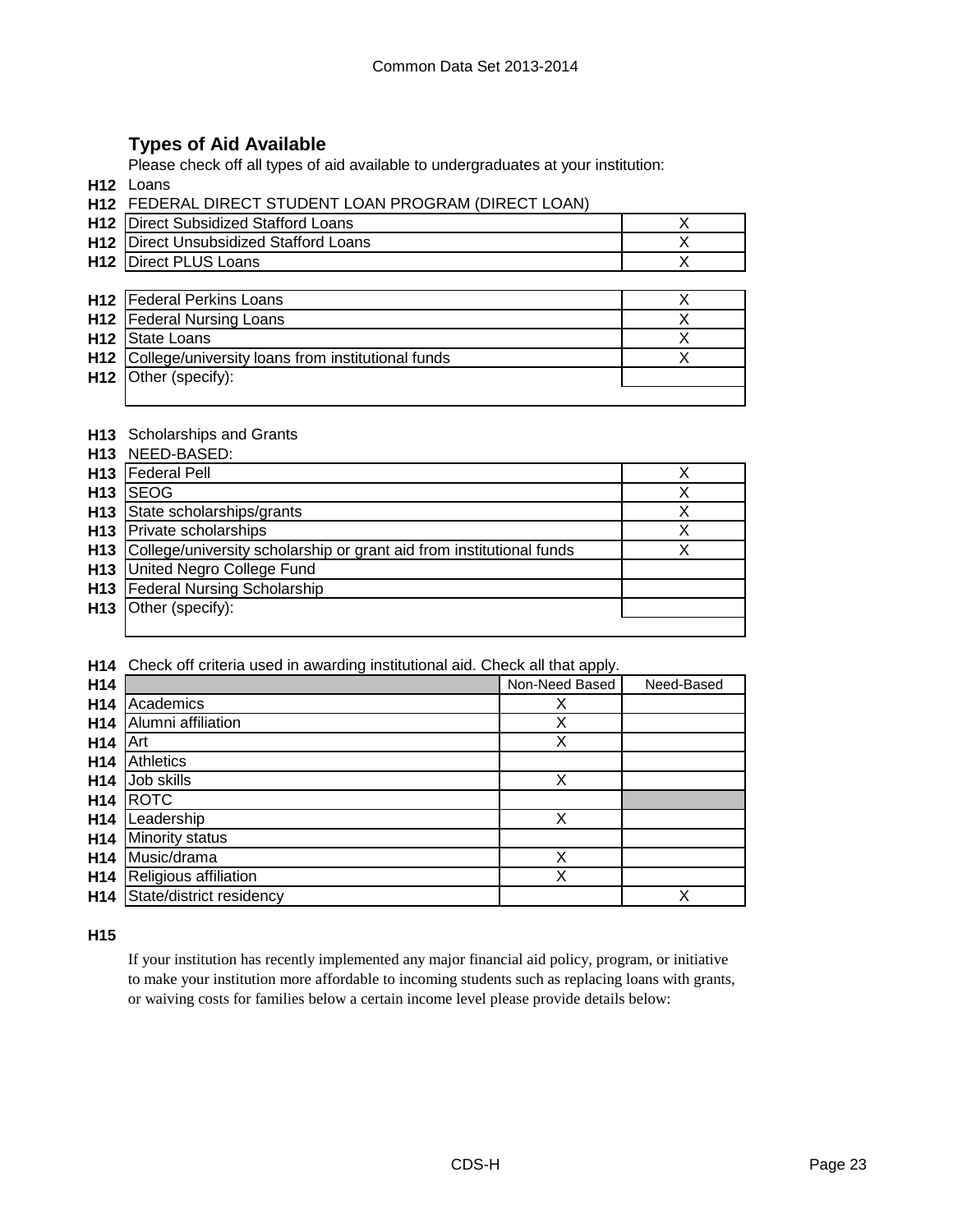## Types of Aid Available

Please check off all types of aid available to undergraduates at your institution:

**H12** Loans

**H12** FEDERAL DIRECT STUDENT LOAN PROGRAM (DIRECT LOAN)

| | | |
|---|---|---|
| **H12** | Direct Subsidized Stafford Loans | X |
| **H12** | Direct Unsubsidized Stafford Loans | X |
| **H12** | Direct PLUS Loans | X |

| | | |
|---|---|---|
| **H12** | Federal Perkins Loans | X |
| **H12** | Federal Nursing Loans | X |
| **H12** | State Loans | X |
| **H12** | College/university loans from institutional funds | X |
| **H12** | Other (specify): | |

**H13** Scholarships and Grants

**H13** NEED-BASED:

| | | |
|---|---|---|
| **H13** | Federal Pell | X |
| **H13** | SEOG | X |
| **H13** | State scholarships/grants | X |
| **H13** | Private scholarships | X |
| **H13** | College/university scholarship or grant aid from institutional funds | X |
| **H13** | United Negro College Fund | |
| **H13** | Federal Nursing Scholarship | |
| **H13** | Other (specify): | |

**H14** Check off criteria used in awarding institutional aid. Check all that apply.

| | | Non-Need Based | Need-Based |
|---|---|---|---|
| **H14** | Academics | X | |
| **H14** | Alumni affiliation | X | |
| **H14** | Art | X | |
| **H14** | Athletics | | |
| **H14** | Job skills | X | |
| **H14** | ROTC | | |
| **H14** | Leadership | X | |
| **H14** | Minority status | | |
| **H14** | Music/drama | X | |
| **H14** | Religious affiliation | X | |
| **H14** | State/district residency | | X |

**H15**

If your institution has recently implemented any major financial aid policy, program, or initiative to make your institution more affordable to incoming students such as replacing loans with grants, or waiving costs for families below a certain income level please provide details below: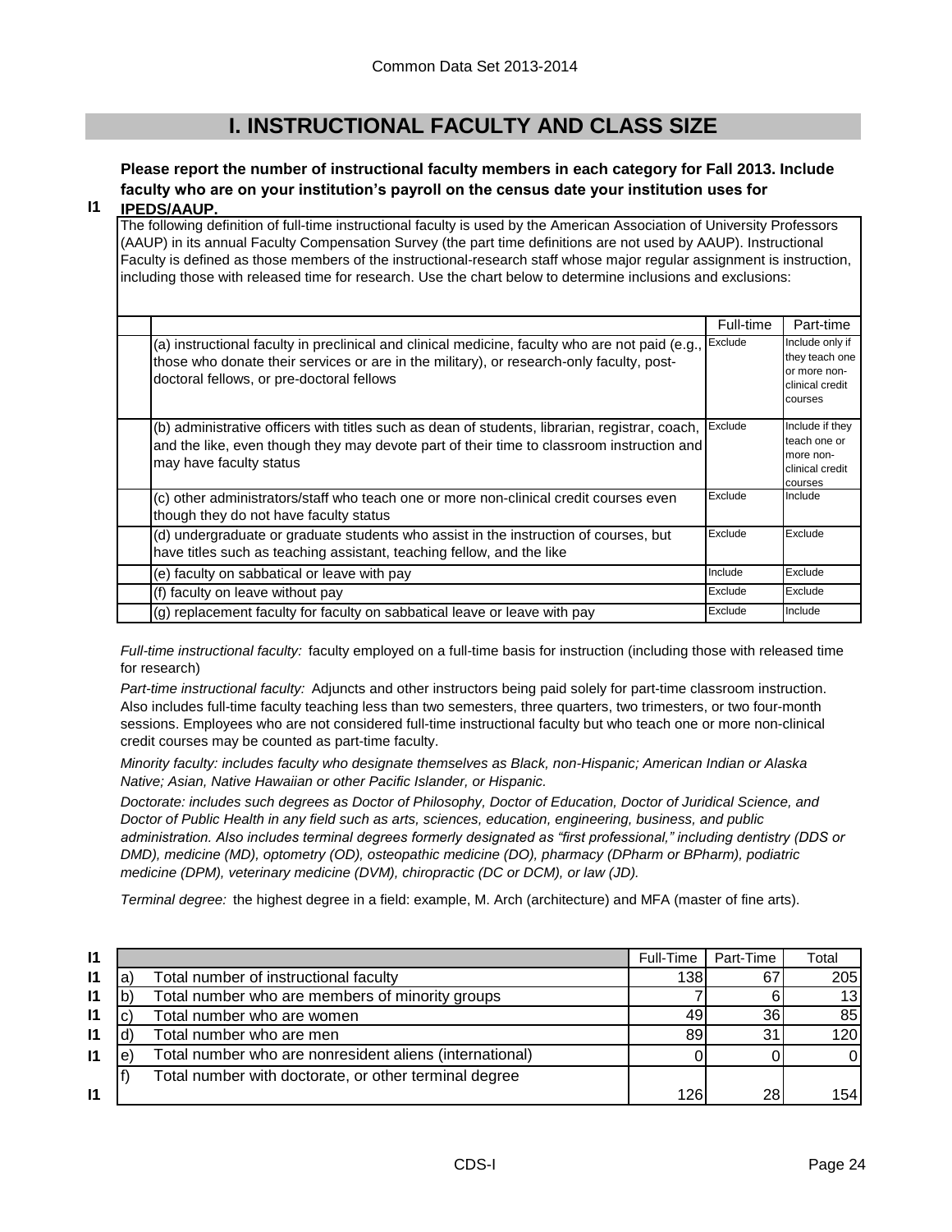# I. INSTRUCTIONAL FACULTY AND CLASS SIZE

**I1** **Please report the number of instructional faculty members in each category for Fall 2013. Include faculty who are on your institution's payroll on the census date your institution uses for IPEDS/AAUP.**

The following definition of full-time instructional faculty is used by the American Association of University Professors (AAUP) in its annual Faculty Compensation Survey (the part time definitions are not used by AAUP). Instructional Faculty is defined as those members of the instructional-research staff whose major regular assignment is instruction, including those with released time for research. Use the chart below to determine inclusions and exclusions:

| | Full-time | Part-time |
|---|---|---|
| (a) instructional faculty in preclinical and clinical medicine, faculty who are not paid (e.g., those who donate their services or are in the military), or research-only faculty, post-doctoral fellows, or pre-doctoral fellows | Exclude | Include only if they teach one or more non-clinical credit courses |
| (b) administrative officers with titles such as dean of students, librarian, registrar, coach, and the like, even though they may devote part of their time to classroom instruction and may have faculty status | Exclude | Include if they teach one or more non-clinical credit courses |
| (c) other administrators/staff who teach one or more non-clinical credit courses even though they do not have faculty status | Exclude | Include |
| (d) undergraduate or graduate students who assist in the instruction of courses, but have titles such as teaching assistant, teaching fellow, and the like | Exclude | Exclude |
| (e) faculty on sabbatical or leave with pay | Include | Exclude |
| (f) faculty on leave without pay | Exclude | Exclude |
| (g) replacement faculty for faculty on sabbatical leave or leave with pay | Exclude | Include |

*Full-time instructional faculty:* faculty employed on a full-time basis for instruction (including those with released time for research)

*Part-time instructional faculty:* Adjuncts and other instructors being paid solely for part-time classroom instruction. Also includes full-time faculty teaching less than two semesters, three quarters, two trimesters, or two four-month sessions. Employees who are not considered full-time instructional faculty but who teach one or more non-clinical credit courses may be counted as part-time faculty.

*Minority faculty: includes faculty who designate themselves as Black, non-Hispanic; American Indian or Alaska Native; Asian, Native Hawaiian or other Pacific Islander, or Hispanic.*

*Doctorate: includes such degrees as Doctor of Philosophy, Doctor of Education, Doctor of Juridical Science, and Doctor of Public Health in any field such as arts, sciences, education, engineering, business, and public administration. Also includes terminal degrees formerly designated as "first professional," including dentistry (DDS or DMD), medicine (MD), optometry (OD), osteopathic medicine (DO), pharmacy (DPharm or BPharm), podiatric medicine (DPM), veterinary medicine (DVM), chiropractic (DC or DCM), or law (JD).*

*Terminal degree:* the highest degree in a field: example, M. Arch (architecture) and MFA (master of fine arts).

| | | | Full-Time | Part-Time | Total |
|---|---|---|---|---|---|
| I1 | a) | Total number of instructional faculty | 138 | 67 | 205 |
| I1 | b) | Total number who are members of minority groups | 7 | 6 | 13 |
| I1 | c) | Total number who are women | 49 | 36 | 85 |
| I1 | d) | Total number who are men | 89 | 31 | 120 |
| I1 | e) | Total number who are nonresident aliens (international) | 0 | 0 | 0 |
| I1 | f) | Total number with doctorate, or other terminal degree | 126 | 28 | 154 |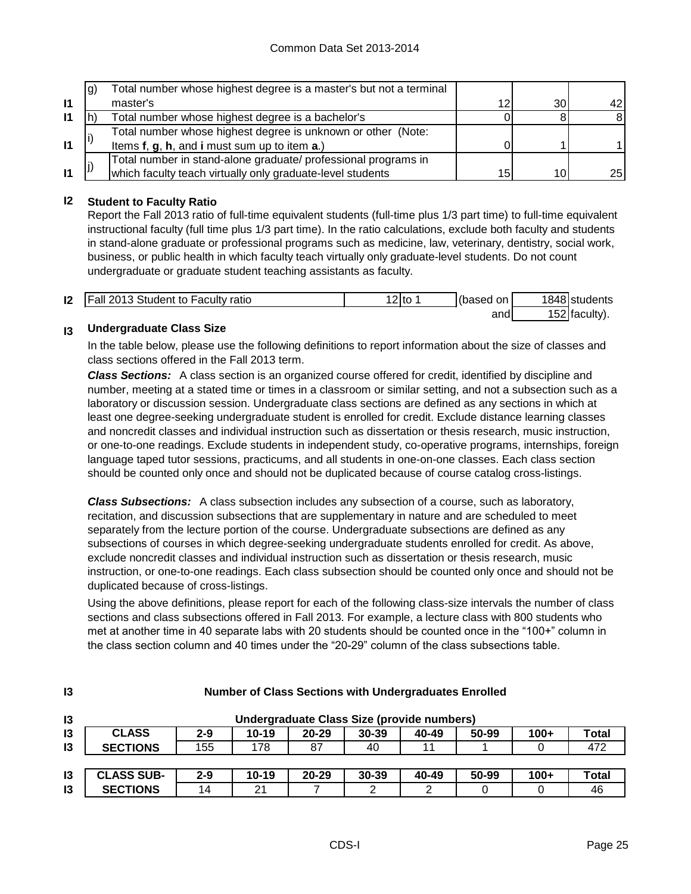| | | | | | |
|---|---|---|---|---|---|
| I1 | g) | Total number whose highest degree is a master's but not a terminal master's | 12 | 30 | 42 |
| I1 | h) | Total number whose highest degree is a bachelor's | 0 | 8 | 8 |
| I1 | i) | Total number whose highest degree is unknown or other (Note: Items **f**, **g**, **h**, and **i** must sum up to item **a**.) | 0 | 1 | 1 |
| I1 | j) | Total number in stand-alone graduate/ professional programs in which faculty teach virtually only graduate-level students | 15 | 10 | 25 |

### I2 Student to Faculty Ratio

Report the Fall 2013 ratio of full-time equivalent students (full-time plus 1/3 part time) to full-time equivalent instructional faculty (full time plus 1/3 part time). In the ratio calculations, exclude both faculty and students in stand-alone graduate or professional programs such as medicine, law, veterinary, dentistry, social work, business, or public health in which faculty teach virtually only graduate-level students. Do not count undergraduate or graduate student teaching assistants as faculty.

| | | | | | |
|---|---|---|---|---|---|
| I2 | Fall 2013 Student to Faculty ratio | 12 to 1 | (based on | 1848 | students |
| | | | and | 152 | faculty). |

### I3 Undergraduate Class Size

In the table below, please use the following definitions to report information about the size of classes and class sections offered in the Fall 2013 term.

***Class Sections:*** A class section is an organized course offered for credit, identified by discipline and number, meeting at a stated time or times in a classroom or similar setting, and not a subsection such as a laboratory or discussion session. Undergraduate class sections are defined as any sections in which at least one degree-seeking undergraduate student is enrolled for credit. Exclude distance learning classes and noncredit classes and individual instruction such as dissertation or thesis research, music instruction, or one-to-one readings. Exclude students in independent study, co-operative programs, internships, foreign language taped tutor sessions, practicums, and all students in one-on-one classes. Each class section should be counted only once and should not be duplicated because of course catalog cross-listings.

***Class Subsections:*** A class subsection includes any subsection of a course, such as laboratory, recitation, and discussion subsections that are supplementary in nature and are scheduled to meet separately from the lecture portion of the course. Undergraduate subsections are defined as any subsections of courses in which degree-seeking undergraduate students enrolled for credit. As above, exclude noncredit classes and individual instruction such as dissertation or thesis research, music instruction, or one-to-one readings. Each class subsection should be counted only once and should not be duplicated because of cross-listings.

Using the above definitions, please report for each of the following class-size intervals the number of class sections and class subsections offered in Fall 2013. For example, a lecture class with 800 students who met at another time in 40 separate labs with 20 students should be counted once in the "100+" column in the class section column and 40 times under the "20-29" column of the class subsections table.

**I3 Number of Class Sections with Undergraduates Enrolled**

**Undergraduate Class Size (provide numbers)**

| | CLASS SECTIONS | 2-9 | 10-19 | 20-29 | 30-39 | 40-49 | 50-99 | 100+ | Total |
|---|---|---|---|---|---|---|---|---|---|
| I3 | SECTIONS | 155 | 178 | 87 | 40 | 11 | 1 | 0 | 472 |

| | CLASS SUB-SECTIONS | 2-9 | 10-19 | 20-29 | 30-39 | 40-49 | 50-99 | 100+ | Total |
|---|---|---|---|---|---|---|---|---|---|
| I3 | SECTIONS | 14 | 21 | 7 | 2 | 2 | 0 | 0 | 46 |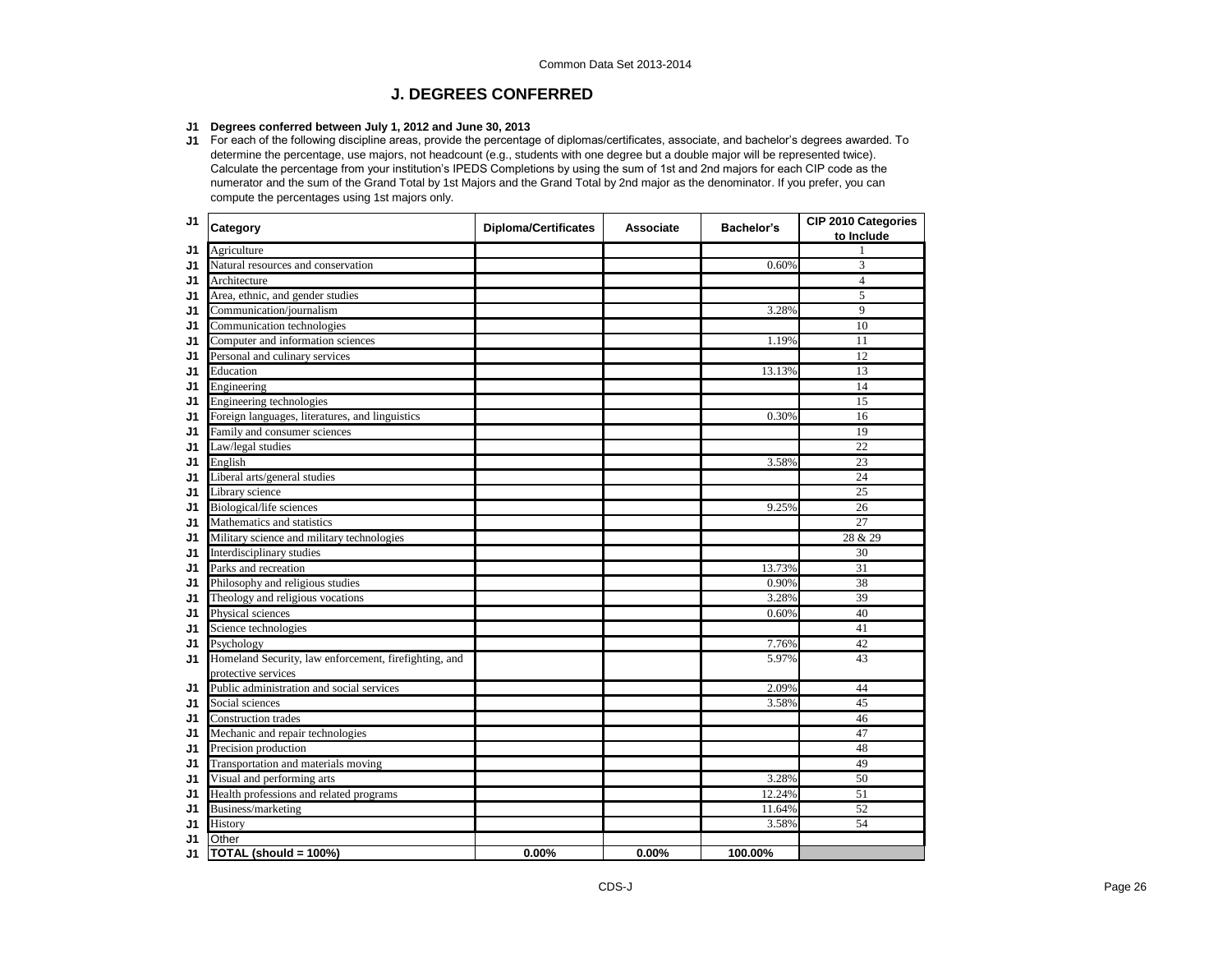## J. DEGREES CONFERRED

**J1 Degrees conferred between July 1, 2012 and June 30, 2013**

J1 For each of the following discipline areas, provide the percentage of diplomas/certificates, associate, and bachelor's degrees awarded. To determine the percentage, use majors, not headcount (e.g., students with one degree but a double major will be represented twice). Calculate the percentage from your institution's IPEDS Completions by using the sum of 1st and 2nd majors for each CIP code as the numerator and the sum of the Grand Total by 1st Majors and the Grand Total by 2nd major as the denominator. If you prefer, you can compute the percentages using 1st majors only.

| | Category | Diploma/Certificates | Associate | Bachelor's | CIP 2010 Categories to Include |
|---|---|---|---|---|---|
| J1 | Agriculture | | | | 1 |
| J1 | Natural resources and conservation | | | 0.60% | 3 |
| J1 | Architecture | | | | 4 |
| J1 | Area, ethnic, and gender studies | | | | 5 |
| J1 | Communication/journalism | | | 3.28% | 9 |
| J1 | Communication technologies | | | | 10 |
| J1 | Computer and information sciences | | | 1.19% | 11 |
| J1 | Personal and culinary services | | | | 12 |
| J1 | Education | | | 13.13% | 13 |
| J1 | Engineering | | | | 14 |
| J1 | Engineering technologies | | | | 15 |
| J1 | Foreign languages, literatures, and linguistics | | | 0.30% | 16 |
| J1 | Family and consumer sciences | | | | 19 |
| J1 | Law/legal studies | | | | 22 |
| J1 | English | | | 3.58% | 23 |
| J1 | Liberal arts/general studies | | | | 24 |
| J1 | Library science | | | | 25 |
| J1 | Biological/life sciences | | | 9.25% | 26 |
| J1 | Mathematics and statistics | | | | 27 |
| J1 | Military science and military technologies | | | | 28 & 29 |
| J1 | Interdisciplinary studies | | | | 30 |
| J1 | Parks and recreation | | | 13.73% | 31 |
| J1 | Philosophy and religious studies | | | 0.90% | 38 |
| J1 | Theology and religious vocations | | | 3.28% | 39 |
| J1 | Physical sciences | | | 0.60% | 40 |
| J1 | Science technologies | | | | 41 |
| J1 | Psychology | | | 7.76% | 42 |
| J1 | Homeland Security, law enforcement, firefighting, and protective services | | | 5.97% | 43 |
| J1 | Public administration and social services | | | 2.09% | 44 |
| J1 | Social sciences | | | 3.58% | 45 |
| J1 | Construction trades | | | | 46 |
| J1 | Mechanic and repair technologies | | | | 47 |
| J1 | Precision production | | | | 48 |
| J1 | Transportation and materials moving | | | | 49 |
| J1 | Visual and performing arts | | | 3.28% | 50 |
| J1 | Health professions and related programs | | | 12.24% | 51 |
| J1 | Business/marketing | | | 11.64% | 52 |
| J1 | History | | | 3.58% | 54 |
| J1 | Other | | | | |
| J1 | **TOTAL (should = 100%)** | **0.00%** | **0.00%** | **100.00%** | |